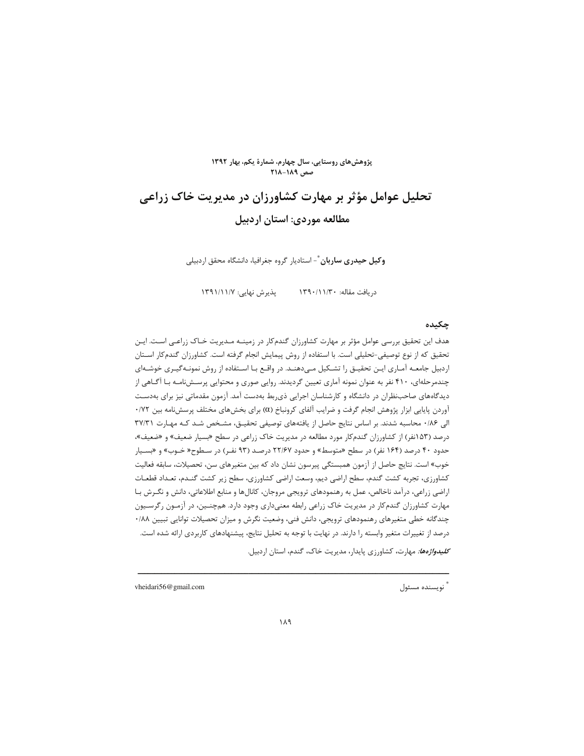# تحلیل عوامل مؤثر بر مهارت کشاورزان در مدیریت خاک زراعی

## مطالعه موردی: استان اردبیل

**وکیل حیدری ساربان**[*]- استادیار گروه جغرافیا، دانشگاه محقق اردبیلی

دریافت مقاله: ۱۳۹۰/۱۱/۳۰ &nbsp;&nbsp;&nbsp;&nbsp;&nbsp;&nbsp; پذیرش نهایی: ۱۳۹۱/۱۱/۷

## چکیده

هدف این تحقیق بررسی عوامل مؤثر بر مهارت کشاورزان گندم‌کار در زمینه مدیریت خاک زراعی است. این تحقیق که از نوع توصیفی-تحلیلی است. با استفاده از روش پیمایش انجام گرفته است. کشاورزان گندم‌کار استان اردبیل جامعه آماری این تحقیق را تشکیل می‌دهند. در واقع با استفاده از روش نمونه‌گیری خوشه‌ای چندمرحله‌ای، ۴۱۰ نفر به عنوان نمونه آماری تعیین گردیدند. روایی صوری و محتوایی پرسش‌نامه با آگاهی از دیدگاه‌های صاحب‌نظران در دانشگاه و کارشناسان اجرایی ذی‌ربط به‌دست آمد. آزمون مقدماتی نیز برای به‌دست آوردن پایایی ابزار پژوهش انجام گرفت و ضرایب آلفای کرونباخ (α) برای بخش‌های مختلف پرسش‌نامه بین ۰/۷۲ الی ۰/۸۶ محاسبه شدند. بر اساس نتایج حاصل از یافته‌های توصیفی تحقیق، مشخص شد که مهارت ۳۷/۳۱ درصد (۱۵۳نفر) از کشاورزان گندم‌کار مورد مطالعه در مدیریت خاک زراعی در سطح «بسیار ضعیف» و «ضعیف»، حدود ۴۰ درصد (۱۶۴ نفر) در سطح «متوسط» و حدود ۲۲/۶۷ درصد (۹۳ نفر) در سطوح« خوب» و «بسیار خوب» است. نتایج حاصل از آزمون همبستگی پیرسون نشان داد که بین متغیرهای سن، تحصیلات، سابقه فعالیت کشاورزی، تجربه کشت گندم، سطح اراضی دیم، وسعت اراضی کشاورزی، سطح زیر کشت گندم، تعداد قطعات اراضی زراعی، درآمد ناخالص، عمل به رهنمودهای ترویجی مروجان، کانال‌ها و منابع اطلاعاتی، دانش و نگرش با مهارت کشاورزان گندم‌کار در مدیریت خاک زراعی رابطه معنی‌داری وجود دارد. هم‌چنین، در آزمون رگرسیون چندگانه خطی متغیرهای رهنمودهای ترویجی، دانش فنی، وضعیت نگرش و میزان تحصیلات توانایی تبیین ۰/۸۸ درصد از تغییرات متغیر وابسته را دارند. در نهایت با توجه به تحلیل نتایج، پیشنهادهای کاربردی ارائه شده است.

***کلیدواژه‌ها:*** مهارت، کشاورزی پایدار، مدیریت خاک، گندم، استان اردبیل.

---

[*] نویسنده مسئول &nbsp;&nbsp;&nbsp;&nbsp;&nbsp;&nbsp; vheidari56@gmail.com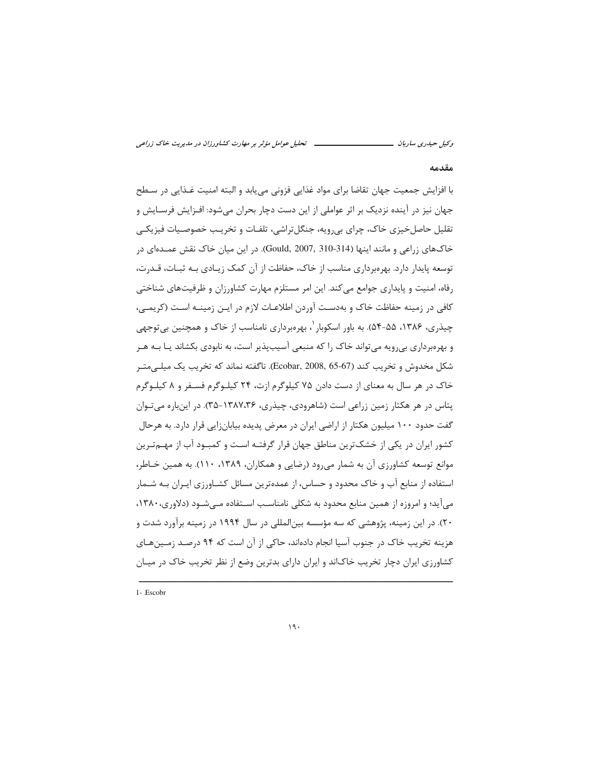## مقدمه

با افزایش جمعیت جهان تقاضا برای مواد غذایی فزونی می‌یابد و البته امنیت غذایی در سطح جهان نیز در آینده نزدیک بر اثر عواملی از این دست دچار بحران می‌شود: افزایش فرسایش و تقلیل حاصلخیزی خاک، چرای بی‌رویه، جنگل‌تراشی، تلفات و تخریب خصوصیات فیزیکی خاک‌های زراعی و مانند اینها (Gould, 2007, 310-314). در این میان خاک نقش عمده‌ای در توسعه پایدار دارد. بهره‌برداری مناسب از خاک، حفاظت از آن کمک زیادی به ثبات، قدرت، رفاه، امنیت و پایداری جوامع می‌کند. این امر مستلزم مهارت کشاورزان و ظرفیت‌های شناختی کافی در زمینه حفاظت خاک و به‌دست آوردن اطلاعات لازم در این زمینه است (کریمی، چیذری، ۱۳۸۶، ۵۵-۵۴). به باور اسکوبار[1]، بهره‌برداری نامناسب از خاک و همچنین بی‌توجهی و بهره‌برداری بی‌رویه می‌تواند خاک را که منبعی آسیب‌پذیر است، به نابودی بکشاند یا به هر شکل مخدوش و تخریب کند (Ecobar, 2008, 65-67). ناگفته نماند که تخریب یک میلی‌متر خاک در هر سال به معنای از دست دادن ۷۵ کیلوگرم ازت، ۲۴ کیلوگرم فسفر و ۸ کیلوگرم پتاس در هر هکتار زمین زراعی است (شاهرودی، چیذری، ۱۳۸۷،۳۶-۳۵). در این‌باره می‌توان گفت حدود ۱۰۰ میلیون هکتار از اراضی ایران در معرض پدیده بیابان‌زایی قرار دارد. به هرحال کشور ایران در یکی از خشک‌ترین مناطق جهان قرار گرفته است و کمبود آب از مهم‌ترین موانع توسعه کشاورزی آن به شمار می‌رود (رضایی و همکاران، ۱۳۸۹، ۱۱۰). به همین خاطر، استفاده از منابع آب و خاک محدود و حساس، از عمده‌ترین مسائل کشاورزی ایران به شمار می‌آید؛ و امروزه از همین منابع محدود به شکلی نامناسب استفاده می‌شود (دلاوری،۱۳۸۰، ۲۰). در این زمینه، پژوهشی که سه مؤسسه بین‌المللی در سال ۱۹۹۴ در زمینه برآورد شدت و هزینه تخریب خاک در جنوب آسیا انجام داده‌اند، حاکی از آن است که ۹۴ درصد زمین‌های کشاورزی ایران دچار تخریب خاک‌اند و ایران دارای بدترین وضع از نظر تخریب خاک در میان

---

1- Escobr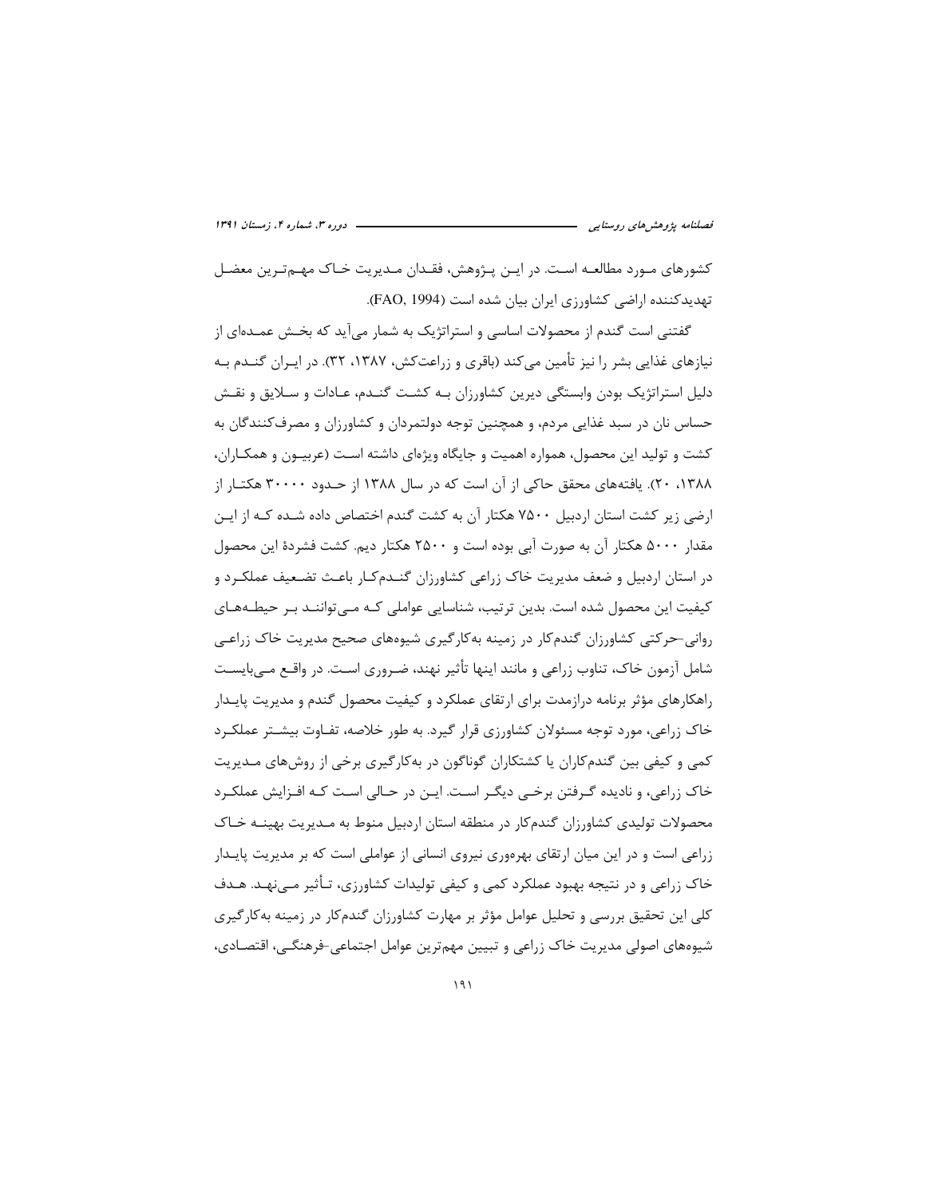کشورهای مـورد مطالعـه اسـت. در ایـن پـژوهش، فقـدان مـدیریت خـاک مهـم‌تـرین معضـل تهدیدکننده اراضی کشاورزی ایران بیان شده است (FAO, 1994).

گفتنی است گندم از محصولات اساسی و استراتژیک به شمار می‌آید که بخـش عمـده‌ای از نیازهای غذایی بشر را نیز تأمین می‌کند (باقری و زراعت‌کش، ۱۳۸۷، ۳۲). در ایـران گنـدم بـه دلیل استراتژیک بودن وابستگی دیرین کشاورزان بـه کشـت گنـدم، عـادات و سـلایق و نقـش حساس نان در سبد غذایی مردم، و همچنین توجه دولتمردان و کشاورزان و مصرف‌کنندگان به کشت و تولید این محصول، همواره اهمیت و جایگاه ویژه‌ای داشته اسـت (عربیـون و همکـاران، ۱۳۸۸، ۲۰). یافته‌های محقق حاکی از آن است که در سال ۱۳۸۸ از حـدود ۳۰۰۰۰ هکتـار از ارضی زیر کشت استان اردبیل ۷۵۰۰ هکتار آن به کشت گندم اختصاص داده شـده کـه از ایـن مقدار ۵۰۰۰ هکتار آن به صورت آبی بوده است و ۲۵۰۰ هکتار دیم. کشت فشردهٔ این محصول در استان اردبیل و ضعف مدیریت خاک زراعی کشاورزان گنـدم‌کـار باعـث تضـعیف عملکـرد و کیفیت این محصول شده است. بدین ترتیب، شناسایی عواملی کـه مـی‌تواننـد بـر حیطـه‌هـای روانی-حرکتی کشاورزان گندم‌کار در زمینه به‌کارگیری شیوه‌های صحیح مدیریت خاک زراعـی شامل آزمون خاک، تناوب زراعی و مانند اینها تأثیر نهند، ضـروری اسـت. در واقـع مـی‌بایسـت راهکارهای مؤثر برنامه درازمدت برای ارتقای عملکرد و کیفیت محصول گندم و مدیریت پایـدار خاک زراعی، مورد توجه مسئولان کشاورزی قرار گیرد. به طور خلاصه، تفـاوت بیشـتر عملکـرد کمی و کیفی بین گندم‌کاران یا کشتکاران گوناگون در به‌کارگیری برخی از روش‌های مـدیریت خاک زراعی، و نادیده گـرفتن برخـی دیگـر اسـت. ایـن در حـالی اسـت کـه افـزایش عملکـرد محصولات تولیدی کشاورزان گندم‌کار در منطقه استان اردبیل منوط به مـدیریت بهینـه خـاک زراعی است و در این میان ارتقای بهره‌وری نیروی انسانی از عواملی است که بر مدیریت پایـدار خاک زراعی و در نتیجه بهبود عملکرد کمی و کیفی تولیدات کشاورزی، تـأثیر مـی‌نهـد. هـدف کلی این تحقیق بررسی و تحلیل عوامل مؤثر بر مهارت کشاورزان گندم‌کار در زمینه به‌کارگیری شیوه‌های اصولی مدیریت خاک زراعی و تبیین مهم‌ترین عوامل اجتماعی-فرهنگـی، اقتصـادی،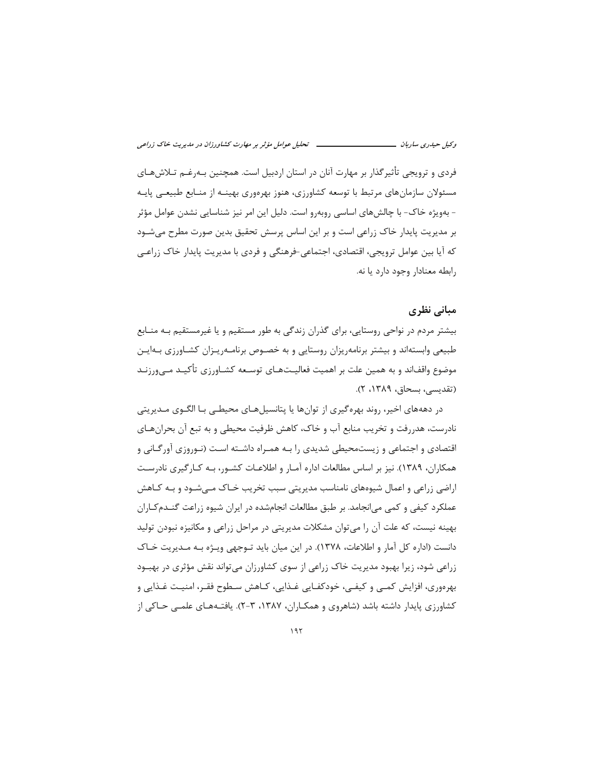فردی و ترویجی تأثیرگذار بر مهارت آنان در استان اردبیل است. همچنین به‌رغم تلاش‌های مسئولان سازمان‌های مرتبط با توسعه کشاورزی، هنوز بهره‌وری بهینه از منابع طبیعی پایه - به‌ویژه خاک- با چالش‌های اساسی روبه‌رو است. دلیل این امر نیز شناسایی نشدن عوامل مؤثر بر مدیریت پایدار خاک زراعی است و بر این اساس پرسش تحقیق بدین صورت مطرح می‌شود که آیا بین عوامل ترویجی، اقتصادی، اجتماعی-فرهنگی و فردی با مدیریت پایدار خاک زراعی رابطه معنادار وجود دارد یا نه.

## مبانی نظری

بیشتر مردم در نواحی روستایی، برای گذران زندگی به طور مستقیم و یا غیرمستقیم به منابع طبیعی وابسته‌اند و بیشتر برنامه‌ریزان روستایی و به خصوص برنامه‌ریزان کشاورزی به‌این موضوع واقف‌اند و به همین علت بر اهمیت فعالیت‌های توسعه کشاورزی تأکید می‌ورزند (تقدیسی، بسحاق، ۱۳۸۹، ۲).

در دهه‌های اخیر، روند بهره‌گیری از توان‌ها یا پتانسیل‌های محیطی با الگوی مدیریتی نادرست، هدررفت و تخریب منابع آب و خاک، کاهش ظرفیت محیطی و به تبع آن بحران‌های اقتصادی و اجتماعی و زیست‌محیطی شدیدی را به همراه داشته است (نوروزی آورگانی و همکاران، ۱۳۸۹). نیز بر اساس مطالعات اداره آمار و اطلاعات کشور، به کارگیری نادرست اراضی زراعی و اعمال شیوه‌های نامناسب مدیریتی سبب تخریب خاک می‌شود و به کاهش عملکرد کیفی و کمی می‌انجامد. بر طبق مطالعات انجام‌شده در ایران شیوه زراعت گندم‌کاران بهینه نیست، که علت آن را می‌توان مشکلات مدیریتی در مراحل زراعی و مکانیزه نبودن تولید دانست (اداره کل آمار و اطلاعات، ۱۳۷۸). در این میان باید توجهی ویژه به مدیریت خاک زراعی شود، زیرا بهبود مدیریت خاک زراعی از سوی کشاورزان می‌تواند نقش مؤثری در بهبود بهره‌وری، افزایش کمی و کیفی، خودکفایی غذایی، کاهش سطوح فقر، امنیت غذایی و کشاورزی پایدار داشته باشد (شاهروی و همکاران، ۱۳۸۷، ۳-۲). یافته‌های علمی حاکی از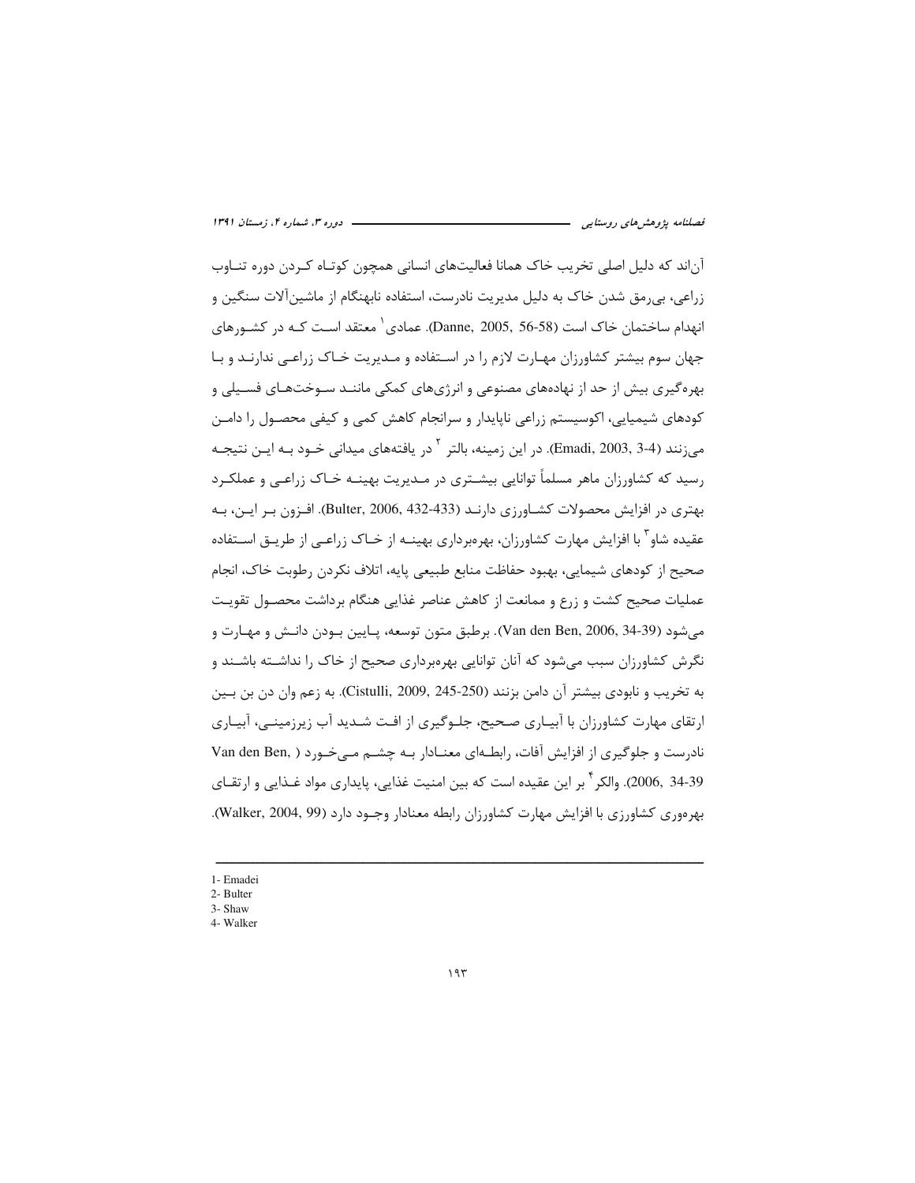آن‌اند که دلیل اصلی تخریب خاک همانا فعالیت‌های انسانی همچون کوتاه کردن دوره تناوب زراعی، بی‌رمق شدن خاک به دلیل مدیریت نادرست، استفاده نابهنگام از ماشین‌آلات سنگین و انهدام ساختمان خاک است (Danne, 2005, 56-58). عمادی[1] معتقد است که در کشورهای جهان سوم بیشتر کشاورزان مهارت لازم را در استفاده و مدیریت خاک زراعی ندارند و با بهره‌گیری بیش از حد از نهاده‌های مصنوعی و انرژی‌های کمکی مانند سوخت‌های فسیلی و کودهای شیمیایی، اکوسیستم زراعی ناپایدار و سرانجام کاهش کمی و کیفی محصول را دامن می‌زنند (Emadi, 2003, 3-4). در این زمینه، بالتر[2] در یافته‌های میدانی خود به این نتیجه رسید که کشاورزان ماهر مسلماً توانایی بیشتری در مدیریت بهینه خاک زراعی و عملکرد بهتری در افزایش محصولات کشاورزی دارند (Bulter, 2006, 432-433). افزون بر این، به عقیده شاو[3] با افزایش مهارت کشاورزان، بهره‌برداری بهینه از خاک زراعی از طریق استفاده صحیح از کودهای شیمیایی، بهبود حفاظت منابع طبیعی پایه، اتلاف نکردن رطوبت خاک، انجام عملیات صحیح کشت و زرع و ممانعت از کاهش عناصر غذایی هنگام برداشت محصول تقویت می‌شود (Van den Ben, 2006, 34-39). برطبق متون توسعه، پایین بودن دانش و مهارت و نگرش کشاورزان سبب می‌شود که آنان توانایی بهره‌برداری صحیح از خاک را نداشته باشند و به تخریب و نابودی بیشتر آن دامن بزنند (Cistulli, 2009, 245-250). به زعم وان دن بن بین ارتقای مهارت کشاورزان با آبیاری صحیح، جلوگیری از افت شدید آب زیرزمینی، آبیاری نادرست و جلوگیری از افزایش آفات، رابطه‌ای معنادار به چشم می‌خورد (Van den Ben, 2006, 34-39). والکر[4] بر این عقیده است که بین امنیت غذایی، پایداری مواد غذایی و ارتقای بهره‌وری کشاورزی با افزایش مهارت کشاورزان رابطه معنادار وجود دارد (Walker, 2004, 99).

---

1- Emadei
2- Bulter
3- Shaw
4- Walker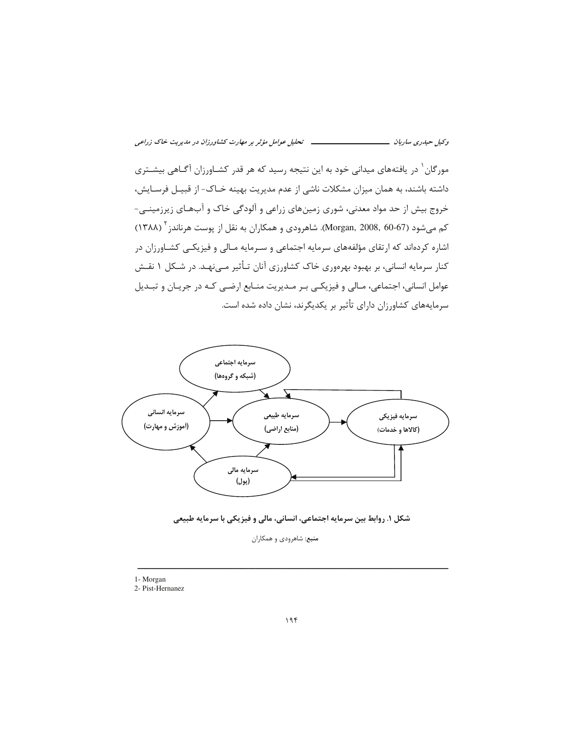مورگان[1] در یافته‌های میدانی خود به این نتیجه رسید که هر قدر کشـاورزان آگـاهی بیشـتری داشته باشند، به همان میزان مشکلات ناشی از عدم مدیریت بهینه خـاک- از قبیـل فرسـایش، خروج بیش از حد مواد معدنی، شوری زمین‌های زراعی و آلودگی خاک و آب‌هـای زیرزمینـی- کم می‌شود (Morgan, 2008, 60-67). شاهرودی و همکاران به نقل از پوست هرناندز[2] (۱۳۸۸) اشاره کرده‌اند که ارتقای مؤلفه‌های سرمایه اجتماعی و سـرمایه مـالی و فیزیکـی کشـاورزان در کنار سرمایه انسانی، بر بهبود بهره‌وری خاک کشاورزی آنان تـأثیر مـی‌نهـد. در شـکل ۱ نقـش عوامل انسانی، اجتماعی، مـالی و فیزیکـی بـر مـدیریت منـابع ارضـی کـه در جریـان و تبـدیل سرمایه‌های کشاورزان دارای تأثیر بر یکدیگرند، نشان داده شده است.

سرمایه اجتماعی (شبکه و گروه‌ها)

سرمایه انسانی (آموزش و مهارت)

سرمایه طبیعی (منابع اراضی)

سرمایه فیزیکی (کالاها و خدمات)

سرمایه مالی (پول)

**شکل ۱. روابط بین سرمایه اجتماعی، انسانی، مالی و فیزیکی با سرمایه طبیعی**

**منبع:** شاهرودی و همکاران

---

1- Morgan
2- Pist-Hernanez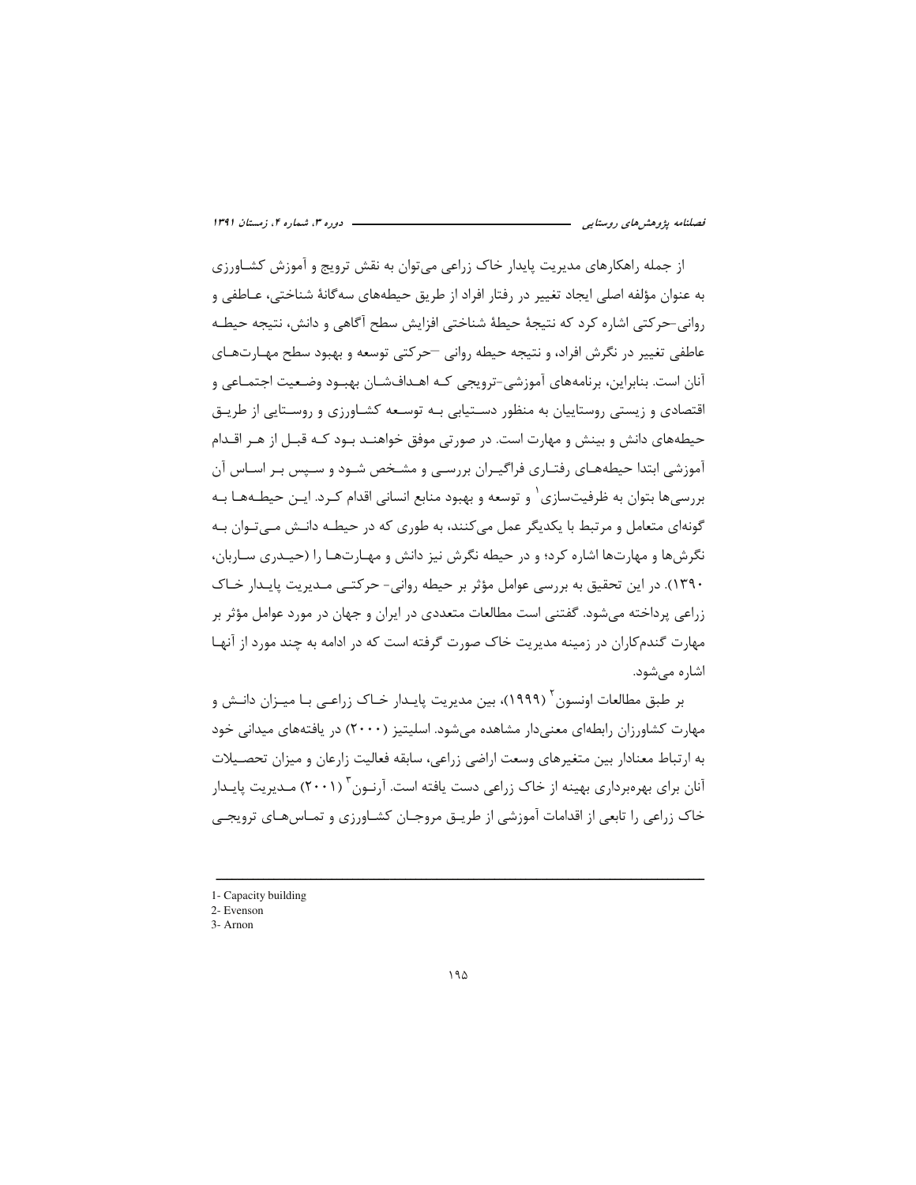از جمله راهکارهای مدیریت پایدار خاک زراعی می‌توان به نقش ترویج و آموزش کشاورزی به عنوان مؤلفه اصلی ایجاد تغییر در رفتار افراد از طریق حیطه‌های سه‌گانهٔ شناختی، عاطفی و روانی-حرکتی اشاره کرد که نتیجهٔ حیطهٔ شناختی افزایش سطح آگاهی و دانش، نتیجه حیطه عاطفی تغییر در نگرش افراد، و نتیجه حیطه روانی –حرکتی توسعه و بهبود سطح مهارت‌های آنان است. بنابراین، برنامه‌های آموزشی-ترویجی که اهدافشان بهبود وضعیت اجتماعی و اقتصادی و زیستی روستاییان به منظور دستیابی به توسعه کشاورزی و روستایی از طریق حیطه‌های دانش و بینش و مهارت است. در صورتی موفق خواهند بود که قبل از هر اقدام آموزشی ابتدا حیطه‌های رفتاری فراگیران بررسی و مشخص شود و سپس بر اساس آن بررسی‌ها بتوان به ظرفیت‌سازی[1] و توسعه و بهبود منابع انسانی اقدام کرد. این حیطه‌ها به گونه‌ای متعامل و مرتبط با یکدیگر عمل می‌کنند، به طوری که در حیطه دانش می‌توان به نگرش‌ها و مهارت‌ها اشاره کرد؛ و در حیطه نگرش نیز دانش و مهارت‌ها را (حیدری ساربان، ۱۳۹۰). در این تحقیق به بررسی عوامل مؤثر بر حیطه روانی- حرکتی مدیریت پایدار خاک زراعی پرداخته می‌شود. گفتنی است مطالعات متعددی در ایران و جهان در مورد عوامل مؤثر بر مهارت گندم‌کاران در زمینه مدیریت خاک صورت گرفته است که در ادامه به چند مورد از آنها اشاره می‌شود.

بر طبق مطالعات اونسون[2] (۱۹۹۹)، بین مدیریت پایدار خاک زراعی با میزان دانش و مهارت کشاورزان رابطه‌ای معنی‌دار مشاهده می‌شود. اسلیتیز (۲۰۰۰) در یافته‌های میدانی خود به ارتباط معنادار بین متغیرهای وسعت اراضی زراعی، سابقه فعالیت زارعان و میزان تحصیلات آنان برای بهره‌برداری بهینه از خاک زراعی دست یافته است. آرنون[3] (۲۰۰۱) مدیریت پایدار خاک زراعی را تابعی از اقدامات آموزشی از طریق مروجان کشاورزی و تماس‌های ترویجی

---

1- Capacity building
2- Evenson
3- Arnon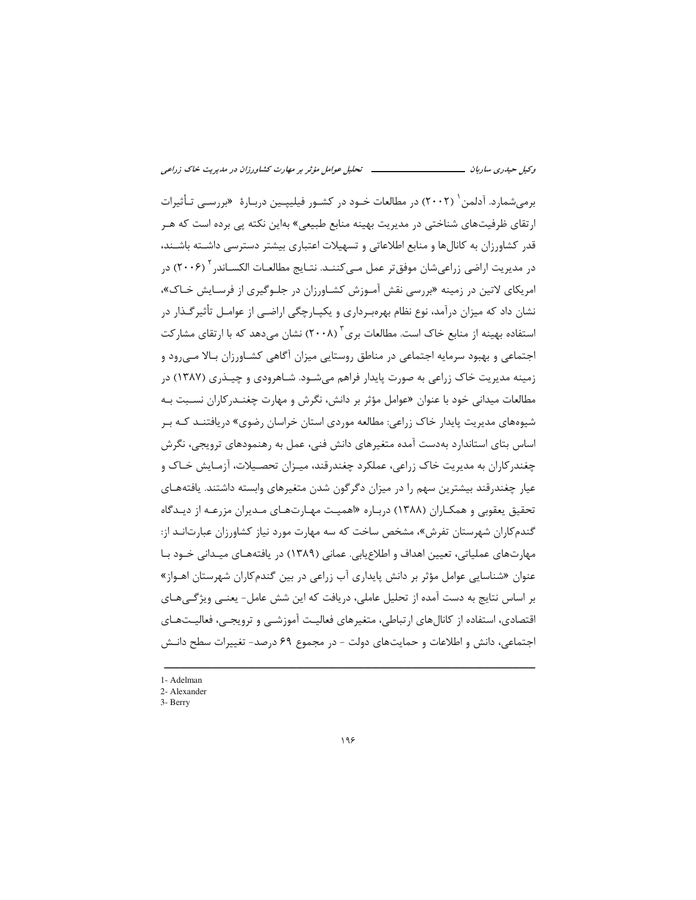برمی‌شمارد. آدلمن[1] (۲۰۰۲) در مطالعات خود در کشور فیلیپین دربارهٔ «بررسی تأثیرات ارتقای ظرفیت‌های شناختی در مدیریت بهینه منابع طبیعی» به‌این نکته پی برده است که هر قدر کشاورزان به کانال‌ها و منابع اطلاعاتی و تسهیلات اعتباری بیشتر دسترسی داشته باشند، در مدیریت اراضی زراعی‌شان موفق‌تر عمل می‌کنند. نتایج مطالعات الکساندر[2] (۲۰۰۶) در امریکای لاتین در زمینه «بررسی نقش آموزش کشاورزان در جلوگیری از فرسایش خاک»، نشان داد که میزان درآمد، نوع نظام بهره‌برداری و یکپارچگی اراضی از عوامل تأثیرگذار در استفاده بهینه از منابع خاک است. مطالعات بری[3] (۲۰۰۸) نشان می‌دهد که با ارتقای مشارکت اجتماعی و بهبود سرمایه اجتماعی در مناطق روستایی میزان آگاهی کشاورزان بالا می‌رود و زمینه مدیریت خاک زراعی به صورت پایدار فراهم می‌شود. شاهرودی و چیذری (۱۳۸۷) در مطالعات میدانی خود با عنوان «عوامل مؤثر بر دانش، نگرش و مهارت چغندرکاران نسبت به شیوه‌های مدیریت پایدار خاک زراعی: مطالعه موردی استان خراسان رضوی» دریافتند که بر اساس بتای استاندارد به‌دست آمده متغیرهای دانش فنی، عمل به رهنمودهای ترویجی، نگرش چغندرکاران به مدیریت خاک زراعی، عملکرد چغندرقند، میزان تحصیلات، آزمایش خاک و عیار چغندرقند بیشترین سهم را در میزان دگرگون شدن متغیرهای وابسته داشتند. یافته‌های تحقیق یعقوبی و همکاران (۱۳۸۸) درباره «اهمیت مهارت‌های مدیران مزرعه از دیدگاه گندم‌کاران شهرستان تفرش»، مشخص ساخت که سه مهارت مورد نیاز کشاورزان عبارت‌اند از: مهارت‌های عملیاتی، تعیین اهداف و اطلاع‌یابی. عمانی (۱۳۸۹) در یافته‌های میدانی خود با عنوان «شناسایی عوامل مؤثر بر دانش پایداری آب زراعی در بین گندم‌کاران شهرستان اهواز» بر اساس نتایج به دست آمده از تحلیل عاملی، دریافت که این شش عامل- یعنی ویژگی‌های اقتصادی، استفاده از کانال‌های ارتباطی، متغیرهای فعالیت آموزشی و ترویجی، فعالیت‌های اجتماعی، دانش و اطلاعات و حمایت‌های دولت - در مجموع ۶۹ درصد- تغییرات سطح دانش

---

1- Adelman
2- Alexander
3- Berry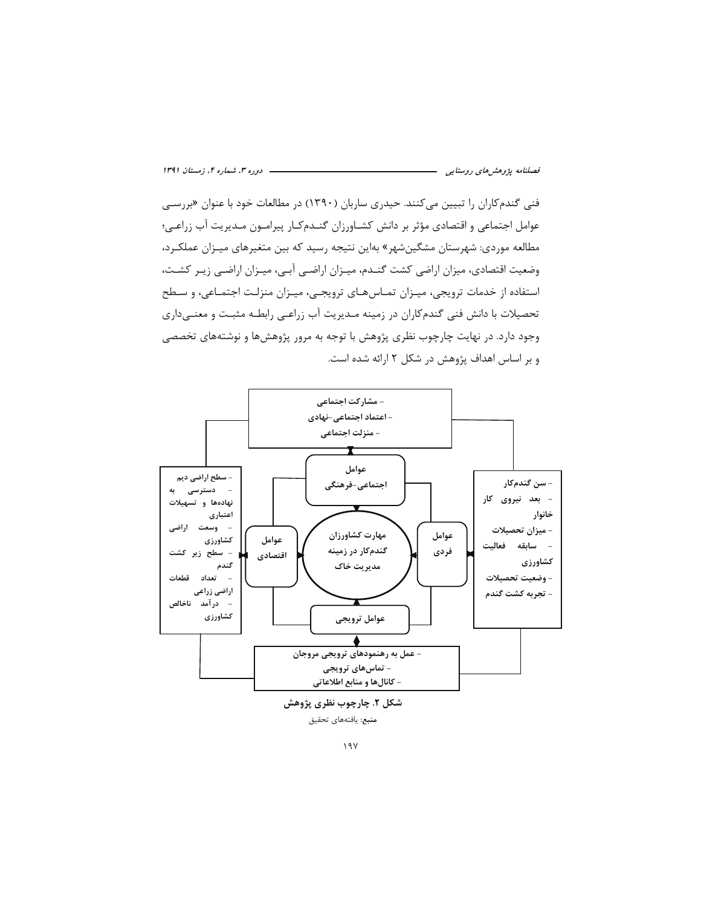فنی گندم‌کاران را تبیین می‌کنند. حیدری ساربان (۱۳۹۰) در مطالعات خود با عنوان «بررسی عوامل اجتماعی و اقتصادی مؤثر بر دانش کشاورزان گندم‌کار پیرامون مدیریت آب زراعی؛ مطالعه موردی: شهرستان مشگین‌شهر» به‌این نتیجه رسید که بین متغیرهای میزان عملکرد، وضعیت اقتصادی، میزان اراضی کشت گندم، میزان اراضی آبی، میزان اراضی زیر کشت، استفاده از خدمات ترویجی، میزان تماس‌های ترویجی، میزان منزلت اجتماعی، و سطح تحصیلات با دانش فنی گندم‌کاران در زمینه مدیریت آب زراعی رابطه مثبت و معنی‌داری وجود دارد. در نهایت چارچوب نظری پژوهش با توجه به مرور پژوهش‌ها و نوشته‌های تخصصی و بر اساس اهداف پژوهش در شکل ۲ ارائه شده است.

- مشارکت اجتماعی
- اعتماد اجتماعی-نهادی
- منزلت اجتماعی

عوامل اجتماعی-فرهنگی

- سن گندم‌کار
- بعد نیروی کار خانوار
- میزان تحصیلات
- سابقه فعالیت کشاورزی
- وضعیت تحصیلات
- تجربه کشت گندم

عوامل فردی

مهارت کشاورزان گندم‌کار در زمینه مدیریت خاک

عوامل اقتصادی

- سطح اراضی دیم
- دسترسی به نهاده‌ها و تسهیلات اعتباری
- وسعت اراضی کشاورزی
- سطح زیر کشت گندم
- تعداد قطعات اراضی زراعی
- درآمد ناخالص کشاورزی

عوامل ترویجی

- عمل به رهنمودهای ترویجی مروجان
- تماس‌های ترویجی
- کانال‌ها و منابع اطلاعاتی

**شکل ۲. چارچوب نظری پژوهش**

منبع: یافته‌های تحقیق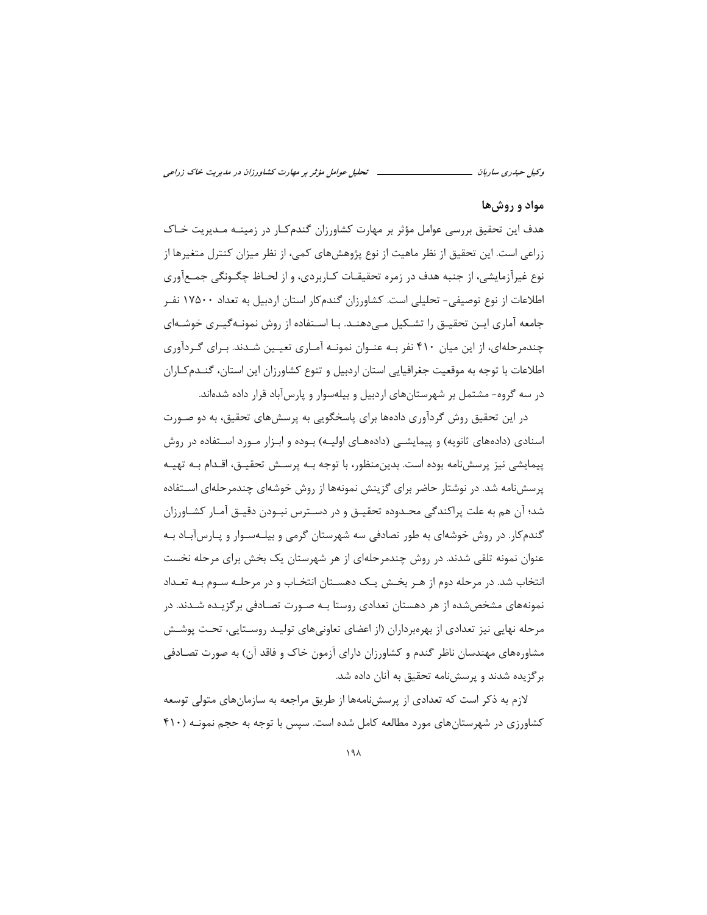## مواد و روش‌ها

هدف این تحقیق بررسی عوامل مؤثر بر مهارت کشاورزان گندم‌کار در زمینه مدیریت خاک زراعی است. این تحقیق از نظر ماهیت از نوع پژوهش‌های کمی، از نظر میزان کنترل متغیرها از نوع غیرآزمایشی، از جنبه هدف در زمره تحقیقات کاربردی، و از لحاظ چگونگی جمع‌آوری اطلاعات از نوع توصیفی- تحلیلی است. کشاورزان گندم‌کار استان اردبیل به تعداد ۱۷۵۰۰ نفر جامعه آماری این تحقیق را تشکیل می‌دهند. با استفاده از روش نمونه‌گیری خوشه‌ای چندمرحله‌ای، از این میان ۴۱۰ نفر به عنوان نمونه آماری تعیین شدند. برای گردآوری اطلاعات با توجه به موقعیت جغرافیایی استان اردبیل و تنوع کشاورزان این استان، گندم‌کاران در سه گروه- مشتمل بر شهرستان‌های اردبیل و بیله‌سوار و پارس‌آباد قرار داده شده‌اند.

در این تحقیق روش گردآوری داده‌ها برای پاسخگویی به پرسش‌های تحقیق، به دو صورت اسنادی (داده‌های ثانویه) و پیمایشی (داده‌های اولیه) بوده و ابزار مورد استفاده در روش پیمایشی نیز پرسش‌نامه بوده است. بدین‌منظور، با توجه به پرسش تحقیق، اقدام به تهیه پرسش‌نامه شد. در نوشتار حاضر برای گزینش نمونه‌ها از روش خوشه‌ای چندمرحله‌ای استفاده شد؛ آن هم به علت پراکندگی محدوده تحقیق و در دسترس نبودن دقیق آمار کشاورزان گندم‌کار. در روش خوشه‌ای به طور تصادفی سه شهرستان گرمی و بیله‌سوار و پارس‌آباد به عنوان نمونه تلقی شدند. در روش چندمرحله‌ای از هر شهرستان یک بخش برای مرحله نخست انتخاب شد. در مرحله دوم از هر بخش یک دهستان انتخاب و در مرحله سوم به تعداد نمونه‌های مشخص‌شده از هر دهستان تعدادی روستا به صورت تصادفی برگزیده شدند. در مرحله نهایی نیز تعدادی از بهره‌برداران (از اعضای تعاونی‌های تولید روستایی، تحت پوشش مشاوره‌های مهندسان ناظر گندم و کشاورزان دارای آزمون خاک و فاقد آن) به صورت تصادفی برگزیده شدند و پرسش‌نامه تحقیق به آنان داده شد.

لازم به ذکر است که تعدادی از پرسش‌نامه‌ها از طریق مراجعه به سازمان‌های متولی توسعه کشاورزی در شهرستان‌های مورد مطالعه کامل شده است. سپس با توجه به حجم نمونه (۴۱۰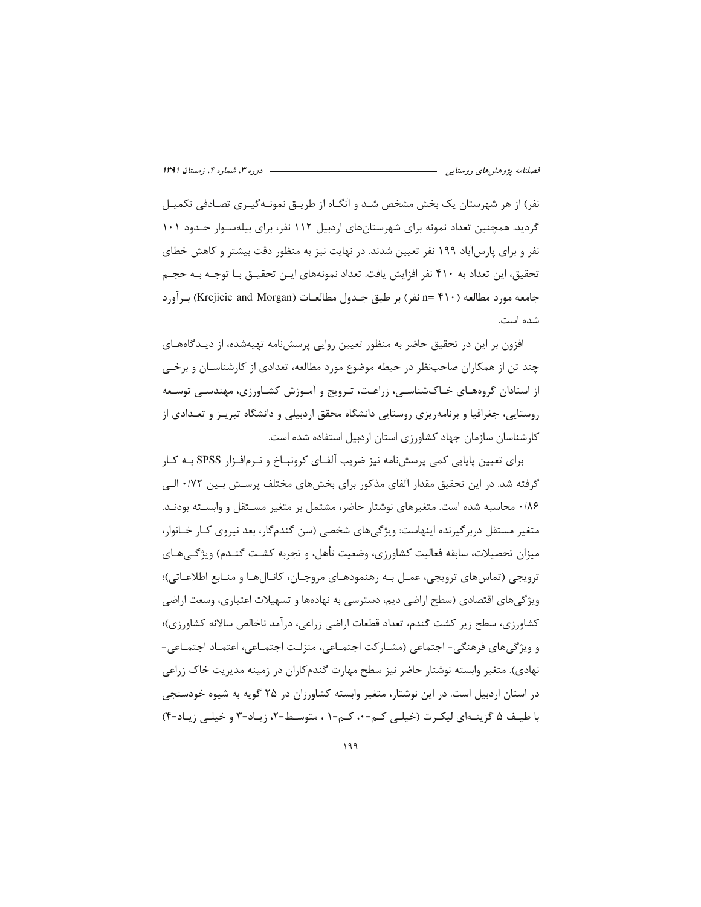نفر) از هر شهرستان یک بخش مشخص شد و آنگاه از طریق نمونه‌گیری تصادفی تکمیل گردید. همچنین تعداد نمونه برای شهرستان‌های اردبیل ۱۱۲ نفر، برای بیله‌سوار حدود ۱۰۱ نفر و برای پارس‌آباد ۱۹۹ نفر تعیین شدند. در نهایت نیز به منظور دقت بیشتر و کاهش خطای تحقیق، این تعداد به ۴۱۰ نفر افزایش یافت. تعداد نمونه‌های این تحقیق با توجه به حجم جامعه مورد مطالعه (n= ۴۱۰ نفر) بر طبق جدول مطالعات (Krejicie and Morgan) برآورد شده است.

افزون بر این در تحقیق حاضر به منظور تعیین روایی پرسش‌نامه تهیه‌شده، از دیدگاه‌های چند تن از همکاران صاحب‌نظر در حیطه موضوع مورد مطالعه، تعدادی از کارشناسان و برخی از استادان گروه‌های خاک‌شناسی، زراعت، ترویج و آموزش کشاورزی، مهندسی توسعه روستایی، جغرافیا و برنامه‌ریزی روستایی دانشگاه محقق اردبیلی و دانشگاه تبریز و تعدادی از کارشناسان سازمان جهاد کشاورزی استان اردبیل استفاده شده است.

برای تعیین پایایی کمی پرسش‌نامه نیز ضریب آلفای کرونباخ و نرم‌افزار SPSS به کار گرفته شد. در این تحقیق مقدار آلفای مذکور برای بخش‌های مختلف پرسش بین ۰/۷۲ الی ۰/۸۶ محاسبه شده است. متغیرهای نوشتار حاضر، مشتمل بر متغیر مستقل و وابسته بودند. متغیر مستقل دربرگیرنده اینهاست: ویژگی‌های شخصی (سن گندم‌گار، بعد نیروی کار خانوار، میزان تحصیلات، سابقه فعالیت کشاورزی، وضعیت تأهل، و تجربه کشت گندم) ویژگی‌های ترویجی (تماس‌های ترویجی، عمل به رهنمودهای مروجان، کانال‌ها و منابع اطلاعاتی)؛ ویژگی‌های اقتصادی (سطح اراضی دیم، دسترسی به نهادها و تسهیلات اعتباری، وسعت اراضی کشاورزی، سطح زیر کشت گندم، تعداد قطعات اراضی زراعی، درآمد ناخالص سالانه کشاورزی)؛ و ویژگی‌های فرهنگی- اجتماعی (مشارکت اجتماعی، منزلت اجتماعی، اعتماد اجتماعی- نهادی). متغیر وابسته نوشتار حاضر نیز سطح مهارت گندم‌کاران در زمینه مدیریت خاک زراعی در استان اردبیل است. در این نوشتار، متغیر وابسته کشاورزان در ۲۵ گویه به شیوه خودسنجی با طیف ۵ گزینه‌ای لیکرت (خیلی کم=۰، کم=۱ ، متوسط=۲، زیاد=۳ و خیلی زیاد=۴)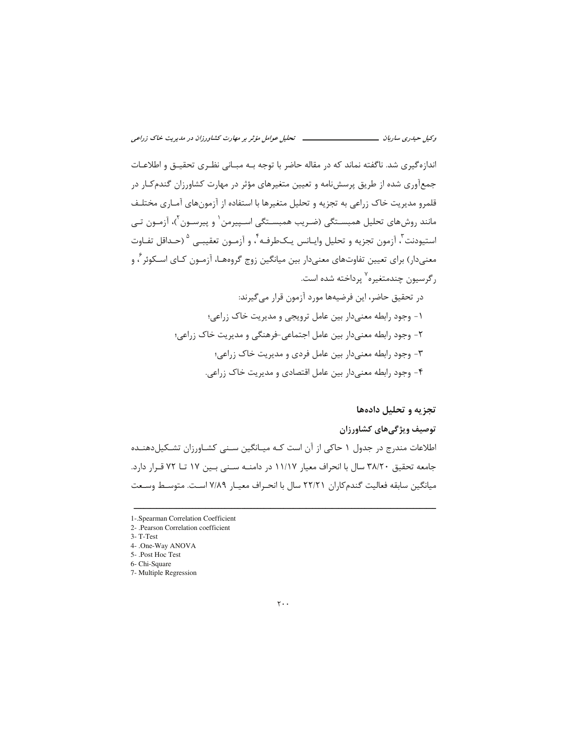اندازه‌گیری شد. ناگفته نماند که در مقاله حاضر با توجه بـه مبـانی نظـری تحقیـق و اطلاعـات جمع‌آوری شده از طریق پرسش‌نامه و تعیین متغیرهای مؤثر در مهارت کشاورزان گندم‌کـار در قلمرو مدیریت خاک زراعی به تجزیه و تحلیل متغیرها با استفاده از آزمون‌های آمـاری مختلـف مانند روش‌های تحلیل همبسـتگی (ضـریب همبسـتگی اسـپیرمن[1] و پیرسـون[2])، آزمـون تـی استیودنت[3]، آزمون تجزیه و تحلیل وایـانس یـک‌طرفـه[4]، و آزمـون تعقیبـی [5] (حـداقل تفـاوت معنی‌دار) برای تعیین تفاوت‌های معنی‌دار بین میانگین زوج گروه‌هـا، آزمـون کـای اسـکوئر[6]، و رگرسیون چندمتغیره[7] پرداخته شده است.

در تحقیق حاضر، این فرضیه‌ها مورد آزمون قرار می‌گیرند:

۱- وجود رابطه معنی‌دار بین عامل ترویجی و مدیریت خاک زراعی؛

۲- وجود رابطه معنی‌دار بین عامل اجتماعی-فرهنگی و مدیریت خاک زراعی؛

۳- وجود رابطه معنی‌دار بین عامل فردی و مدیریت خاک زراعی؛

۴- وجود رابطه معنی‌دار بین عامل اقتصادی و مدیریت خاک زراعی.

## تجزیه و تحلیل داده‌ها

### توصیف ویژگی‌های کشاورزان

اطلاعات مندرج در جدول ۱ حاکی از آن است کـه میـانگین سـنی کشـاورزان تشـکیل‌دهنـده جامعه تحقیق ۳۸/۲۰ سال با انحراف معیار ۱۱/۱۷ در دامنـه سـنی بـین ۱۷ تـا ۷۲ قـرار دارد. میانگین سابقه فعالیت گندم‌کاران ۲۲/۲۱ سال با انحـراف معیـار ۷/۸۹ اسـت. متوسـط وسـعت

---

1-.Spearman Correlation Coefficient
2- .Pearson Correlation coefficient
3- T-Test
4- .One-Way ANOVA
5- .Post Hoc Test
6- Chi-Square
7- Multiple Regression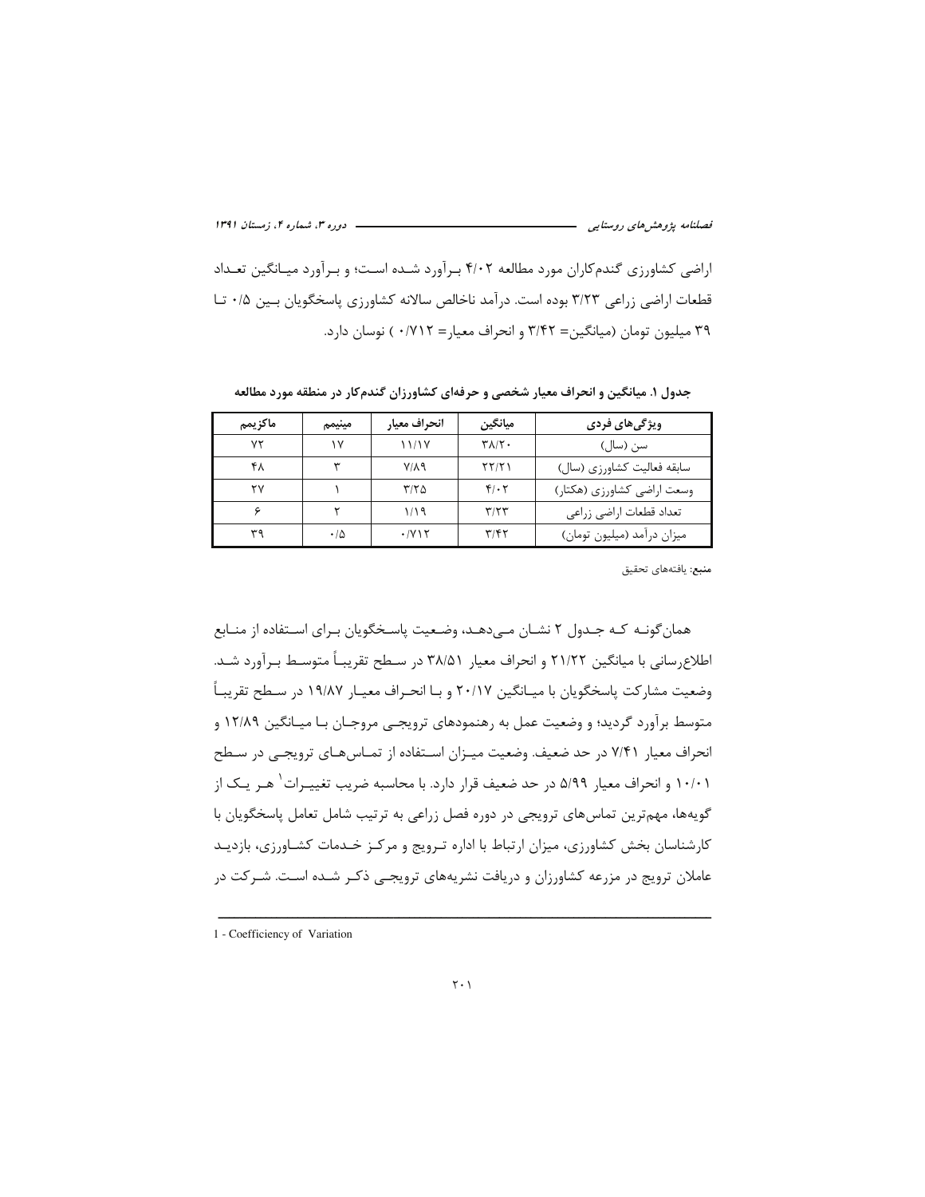اراضی کشاورزی گندم‌کاران مورد مطالعه ۴/۰۲ برآورد شده است؛ و برآورد میانگین تعداد قطعات اراضی زراعی ۳/۲۳ بوده است. درآمد ناخالص سالانه کشاورزی پاسخگویان بین ۰/۵ تا ۳۹ میلیون تومان (میانگین= ۳/۴۲ و انحراف معیار= ۰/۷۱۲ ) نوسان دارد.

**جدول ۱. میانگین و انحراف معیار شخصی و حرفه‌ای کشاورزان گندم‌کار در منطقه مورد مطالعه**

| ویژگی‌های فردی | میانگین | انحراف معیار | مینیمم | ماکزیمم |
| --- | --- | --- | --- | --- |
| سن (سال) | ۳۸/۲۰ | ۱۱/۱۷ | ۱۷ | ۷۲ |
| سابقه فعالیت کشاورزی (سال) | ۲۲/۲۱ | ۷/۸۹ | ۳ | ۴۸ |
| وسعت اراضی کشاورزی (هکتار) | ۴/۰۲ | ۳/۲۵ | ۱ | ۲۷ |
| تعداد قطعات اراضی زراعی | ۳/۲۳ | ۱/۱۹ | ۲ | ۶ |
| میزان درآمد (میلیون تومان) | ۳/۴۲ | ۰/۷۱۲ | ۰/۵ | ۳۹ |

**منبع**: یافته‌های تحقیق

همان‌گونه که جدول ۲ نشان می‌دهد، وضعیت پاسخگویان برای استفاده از منابع اطلاع‌رسانی با میانگین ۲۱/۲۲ و انحراف معیار ۳۸/۵۱ در سطح تقریباً متوسط برآورد شد. وضعیت مشارکت پاسخگویان با میانگین ۲۰/۱۷ و با انحراف معیار ۱۹/۸۷ در سطح تقریباً متوسط برآورد گردید؛ و وضعیت عمل به رهنمودهای ترویجی مروجان با میانگین ۱۲/۸۹ و انحراف معیار ۷/۴۱ در حد ضعیف. وضعیت میزان استفاده از تماس‌های ترویجی در سطح ۱۰/۰۱ و انحراف معیار ۵/۹۹ در حد ضعیف قرار دارد. با محاسبه ضریب تغییرات[1] هر یک از گویه‌ها، مهم‌ترین تماس‌های ترویجی در دوره فصل زراعی به ترتیب شامل تعامل پاسخگویان با کارشناسان بخش کشاورزی، میزان ارتباط با اداره ترویج و مرکز خدمات کشاورزی، بازدید عاملان ترویج در مزرعه کشاورزان و دریافت نشریه‌های ترویجی ذکر شده است. شرکت در

1 - Coefficiency of Variation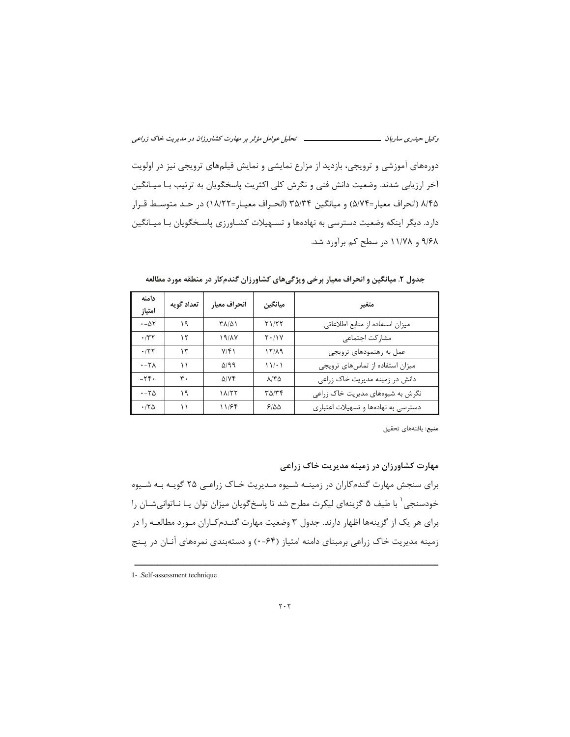دوره‌های آموزشی و ترویجی، بازدید از مزارع نمایشی و نمایش فیلم‌های ترویجی نیز در اولویت آخر ارزیابی شدند. وضعیت دانش فنی و نگرش کلی اکثریت پاسخگویان به ترتیب با میانگین ۸/۴۵ (انحراف معیار=۵/۷۴) و میانگین ۳۵/۳۴ (انحراف معیار=۱۸/۲۲) در حد متوسط قرار دارد. دیگر اینکه وضعیت دسترسی به نهادها و تسهیلات کشاورزی پاسخگویان با میانگین ۹/۶۸ و ۱۱/۷۸ در سطح کم برآورد شد.

**جدول ۲. میانگین و انحراف معیار برخی ویژگی‌های کشاورزان گندم‌کار در منطقه مورد مطالعه**

| متغیر | میانگین | انحراف معیار | تعداد گویه | دامنه امتیاز |
|---|---|---|---|---|
| میزان استفاده از منابع اطلاعاتی | ۲۱/۲۲ | ۳۸/۵۱ | ۱۹ | ۰-۵۲ |
| مشارکت اجتماعی | ۲۰/۱۷ | ۱۹/۸۷ | ۱۲ | ۰/۳۲ |
| عمل به رهنمودهای ترویجی | ۱۲/۸۹ | ۷/۴۱ | ۱۳ | ۰/۲۲ |
| میزان استفاده از تماس‌های ترویجی | ۱۱/۰۱ | ۵/۹۹ | ۱۱ | ۰-۲۸ |
| دانش در زمینه مدیریت خاک زراعی | ۸/۴۵ | ۵/۷۴ | ۳۰ | -۲۴۰ |
| نگرش به شیوه‌های مدیریت خاک زراعی | ۳۵/۳۴ | ۱۸/۲۲ | ۱۹ | ۰-۲۵ |
| دسترسی به نهادها و تسهیلات اعتباری | ۶/۵۵ | ۱۱/۶۴ | ۱۱ | ۰/۲۵ |

**منبع**: یافته‌های تحقیق

### مهارت کشاورزان در زمینه مدیریت خاک زراعی

برای سنجش مهارت گندم‌کاران در زمینه شیوه مدیریت خاک زراعی ۲۵ گویه به شیوه خودسنجی[1] با طیف ۵ گزینه‌ای لیکرت مطرح شد تا پاسخ‌گویان میزان توان یا ناتوانی‌شان را برای هر یک از گزینه‌ها اظهار دارند. جدول ۳ وضعیت مهارت گندم‌کاران مورد مطالعه را در زمینه مدیریت خاک زراعی برمبنای دامنه امتیاز (۶۴-۰) و دسته‌بندی نمره‌های آنان در پنج

---

1- .Self-assessment technique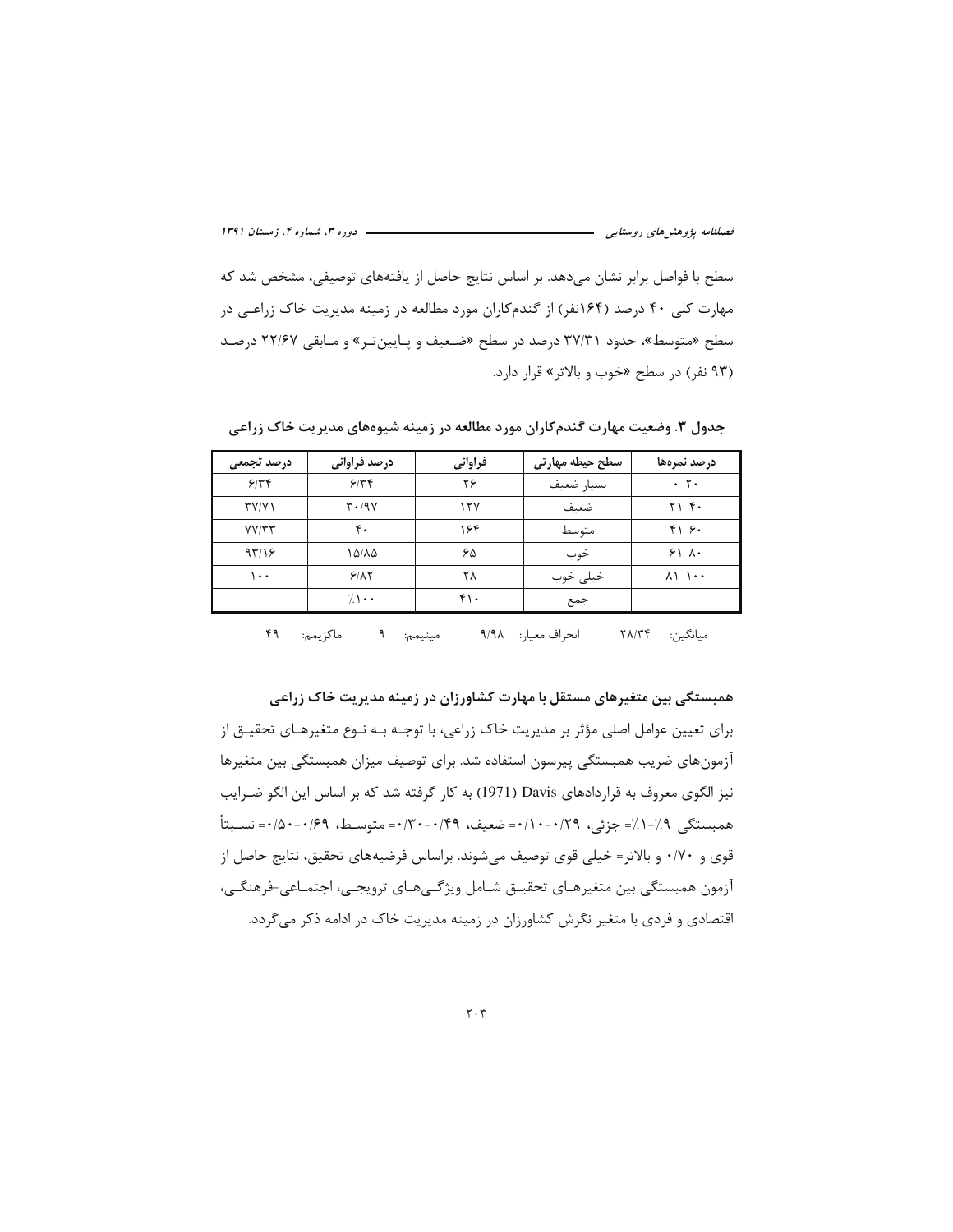سطح با فواصل برابر نشان می‌دهد. بر اساس نتایج حاصل از یافته‌های توصیفی، مشخص شد که مهارت کلی ۴۰ درصد (۱۶۴نفر) از گندم‌کاران مورد مطالعه در زمینه مدیریت خاک زراعی در سطح «متوسط»، حدود ۳۷/۳۱ درصد در سطح «ضعیف و پایین‌تر» و مابقی ۲۲/۶۷ درصد (۹۳ نفر) در سطح «خوب و بالاتر» قرار دارد.

**جدول ۳. وضعیت مهارت گندم‌کاران مورد مطالعه در زمینه شیوه‌های مدیریت خاک زراعی**

| درصد نمره‌ها | سطح حیطه مهارتی | فراوانی | درصد فراوانی | درصد تجمعی |
|---|---|---|---|---|
| ۰-۲۰ | بسیار ضعیف | ۲۶ | ۶/۳۴ | ۶/۳۴ |
| ۲۱-۴۰ | ضعیف | ۱۲۷ | ۳۰/۹۷ | ۳۷/۷۱ |
| ۴۱-۶۰ | متوسط | ۱۶۴ | ۴۰ | ۷۷/۳۳ |
| ۶۱-۸۰ | خوب | ۶۵ | ۱۵/۸۵ | ۹۳/۱۶ |
| ۸۱-۱۰۰ | خیلی خوب | ۲۸ | ۶/۸۲ | ۱۰۰ |
| | جمع | ۴۱۰ | ٪۱۰۰ | - |

میانگین: ۲۸/۳۴ انحراف معیار: ۹/۹۸ مینیمم: ۹ ماکزیمم: ۴۹

**همبستگی بین متغیرهای مستقل با مهارت کشاورزان در زمینه مدیریت خاک زراعی**

برای تعیین عوامل اصلی مؤثر بر مدیریت خاک زراعی، با توجه به نوع متغیرهای تحقیق از آزمون‌های ضریب همبستگی پیرسون استفاده شد. برای توصیف میزان همبستگی بین متغیرها نیز الگوی معروف به قراردادهای Davis (1971) به کار گرفته شد که بر اساس این الگو ضرایب همبستگی ٪۹-٪۱= جزئی، ۰/۲۹-۰/۱۰= ضعیف، ۰/۴۹-۰/۳۰= متوسط، ۰/۶۹-۰/۵۰= نسبتاً قوی و ۰/۷۰ و بالاتر= خیلی قوی توصیف می‌شوند. براساس فرضیه‌های تحقیق، نتایج حاصل از آزمون همبستگی بین متغیرهای تحقیق شامل ویژگی‌های ترویجی، اجتماعی-فرهنگی، اقتصادی و فردی با متغیر نگرش کشاورزان در زمینه مدیریت خاک در ادامه ذکر می‌گردد.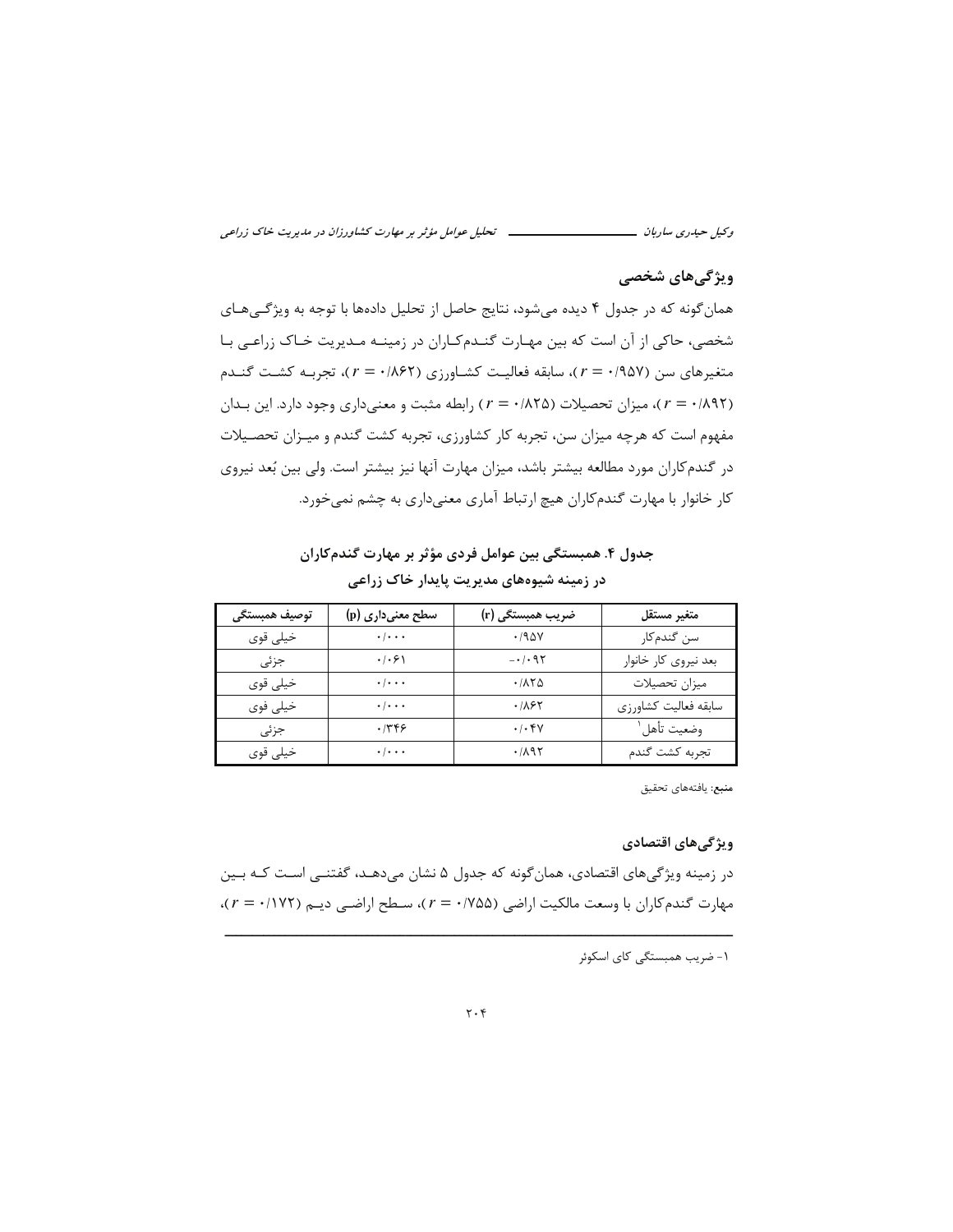## ویژگی‌های شخصی

همان‌گونه که در جدول ۴ دیده می‌شود، نتایج حاصل از تحلیل داده‌ها با توجه به ویژگی‌های شخصی، حاکی از آن است که بین مهارت گندمکاران در زمینه مدیریت خاک زراعی با متغیرهای سن ($r = ۰/۹۵۷$)، سابقه فعالیت کشاورزی ($r = ۰/۸۶۲$)، تجربه کشت گندم ($r = ۰/۸۹۲$)، میزان تحصیلات ($r = ۰/۸۲۵$) رابطه مثبت و معنی‌داری وجود دارد. این بدان مفهوم است که هرچه میزان سن، تجربه کار کشاورزی، تجربه کشت گندم و میزان تحصیلات در گندم‌کاران مورد مطالعه بیشتر باشد، میزان مهارت آنها نیز بیشتر است. ولی بین بُعد نیروی کار خانوار با مهارت گندم‌کاران هیچ ارتباط آماری معنی‌داری به چشم نمی‌خورد.

**جدول ۴. همبستگی بین عوامل فردی مؤثر بر مهارت گندم‌کاران در زمینه شیوه‌های مدیریت پایدار خاک زراعی**

| متغیر مستقل | ضریب همبستگی (r) | سطح معنی‌داری (p) | توصیف همبستگی |
|---|---|---|---|
| سن گندم‌کار | ۰/۹۵۷ | ۰/۰۰۰ | خیلی قوی |
| بعد نیروی کار خانوار | -۰/۰۹۲ | ۰/۰۶۱ | جزئی |
| میزان تحصیلات | ۰/۸۲۵ | ۰/۰۰۰ | خیلی قوی |
| سابقه فعالیت کشاورزی | ۰/۸۶۲ | ۰/۰۰۰ | خیلی قوی |
| وضعیت تأهل[۱] | ۰/۰۴۷ | ۰/۳۴۶ | جزئی |
| تجربه کشت گندم | ۰/۸۹۲ | ۰/۰۰۰ | خیلی قوی |

**منبع:** یافته‌های تحقیق

## ویژگی‌های اقتصادی

در زمینه ویژگی‌های اقتصادی، همان‌گونه که جدول ۵ نشان می‌دهد، گفتنی است که بین مهارت گندم‌کاران با وسعت مالکیت اراضی ($r = ۰/۷۵۵$)، سطح اراضی دیم ($r = ۰/۱۷۲$)،

---

۱- ضریب همبستگی کای اسکوئر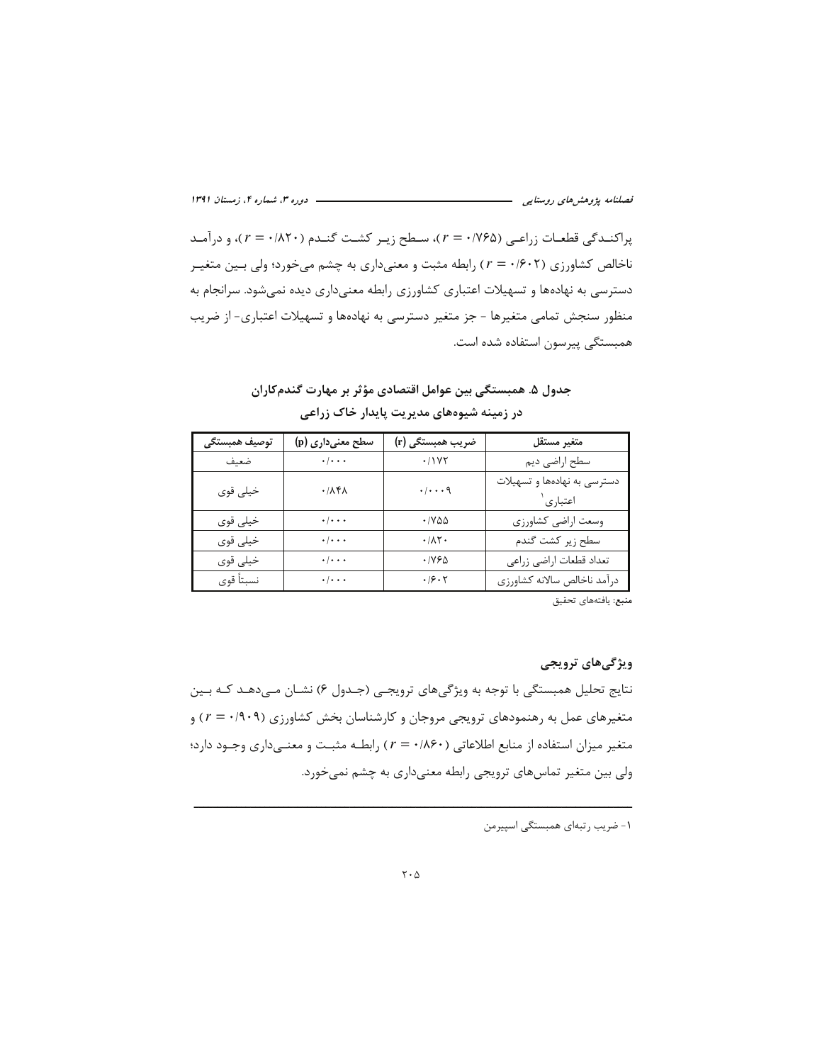پراکندگی قطعات زراعی ($r = ۰/۷۶۵$)، سطح زیر کشت گندم ($r = ۰/۸۲۰$)، و درآمد ناخالص کشاورزی ($r = ۰/۶۰۲$) رابطه مثبت و معنی‌داری به چشم می‌خورد؛ ولی بین متغیر دسترسی به نهاده‌ها و تسهیلات اعتباری کشاورزی رابطه معنی‌داری دیده نمی‌شود. سرانجام به منظور سنجش تمامی متغیرها - جز متغیر دسترسی به نهاده‌ها و تسهیلات اعتباری- از ضریب همبستگی پیرسون استفاده شده است.

**جدول ۵. همبستگی بین عوامل اقتصادی مؤثر بر مهارت گندمکاران در زمینه شیوه‌های مدیریت پایدار خاک زراعی**

| متغیر مستقل | ضریب همبستگی (r) | سطح معنی‌داری (p) | توصیف همبستگی |
|---|---|---|---|
| سطح اراضی دیم | ۰/۱۷۲ | ۰/۰۰۰ | ضعیف |
| دسترسی به نهاده‌ها و تسهیلات اعتباری[۱] | ۰/۰۰۰۹ | ۰/۸۴۸ | خیلی قوی |
| وسعت اراضی کشاورزی | ۰/۷۵۵ | ۰/۰۰۰ | خیلی قوی |
| سطح زیر کشت گندم | ۰/۸۲۰ | ۰/۰۰۰ | خیلی قوی |
| تعداد قطعات اراضی زراعی | ۰/۷۶۵ | ۰/۰۰۰ | خیلی قوی |
| درآمد ناخالص سالانه کشاورزی | ۰/۶۰۲ | ۰/۰۰۰ | نسبتاً قوی |

**منبع**: یافته‌های تحقیق

### ویژگی‌های ترویجی

نتایج تحلیل همبستگی با توجه به ویژگی‌های ترویجی (جدول ۶) نشان می‌دهد که بین متغیرهای عمل به رهنمودهای ترویجی مروجان و کارشناسان بخش کشاورزی ($r = ۰/۹۰۹$) و متغیر میزان استفاده از منابع اطلاعاتی ($r = ۰/۸۶۰$) رابطه مثبت و معنی‌داری وجود دارد؛ ولی بین متغیر تماس‌های ترویجی رابطه معنی‌داری به چشم نمی‌خورد.

---

۱- ضریب رتبه‌ای همبستگی اسپیرمن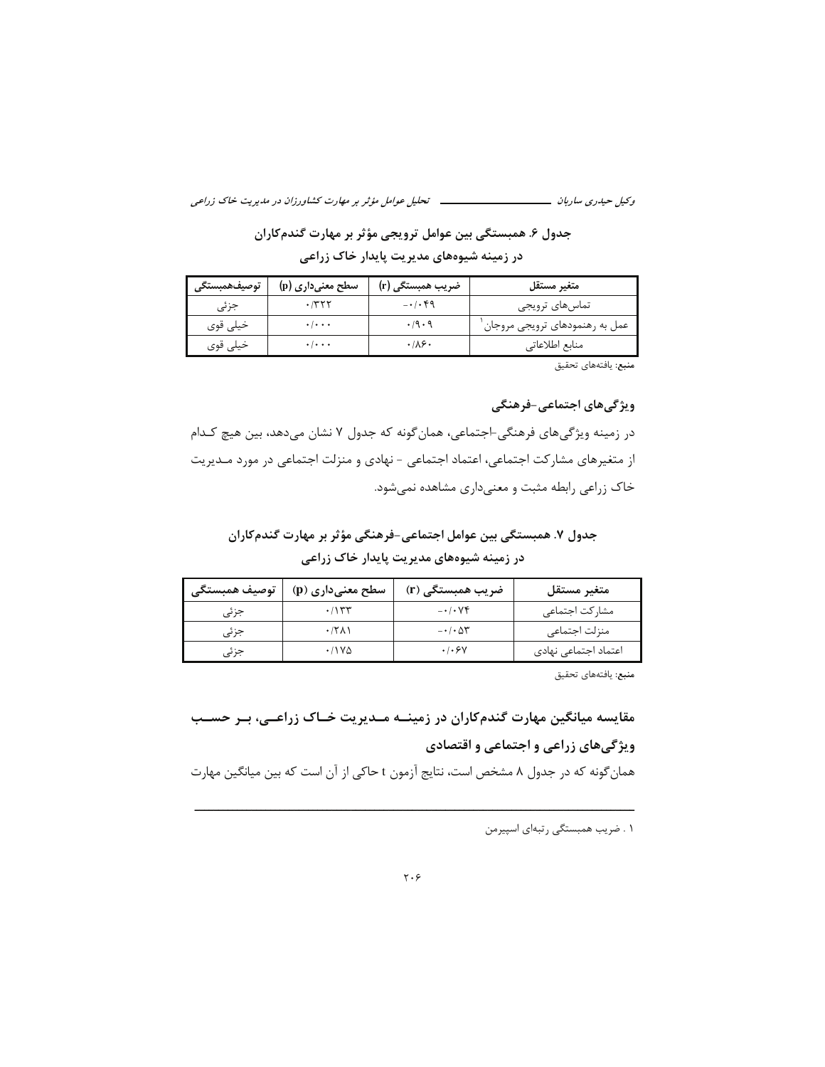جدول ۶. همبستگی بین عوامل ترویجی مؤثر بر مهارت گندم‌کاران در زمینه شیوه‌های مدیریت پایدار خاک زراعی

| متغیر مستقل | ضریب همبستگی (r) | سطح معنی‌داری (p) | توصیف‌همبستگی |
|---|---|---|---|
| تماس‌های ترویجی | -۰/۰۴۹ | ۰/۳۲۲ | جزئی |
| عمل به رهنمودهای ترویجی مروجان[1] | ۰/۹۰۹ | ۰/۰۰۰ | خیلی قوی |
| منابع اطلاعاتی | ۰/۸۶۰ | ۰/۰۰۰ | خیلی قوی |

منبع: یافته‌های تحقیق

### ویژگی‌های اجتماعی-فرهنگی

در زمینه ویژگی‌های فرهنگی-اجتماعی، همان‌گونه که جدول ۷ نشان می‌دهد، بین هیچ کدام از متغیرهای مشارکت اجتماعی، اعتماد اجتماعی - نهادی و منزلت اجتماعی در مورد مدیریت خاک زراعی رابطه مثبت و معنی‌داری مشاهده نمی‌شود.

جدول ۷. همبستگی بین عوامل اجتماعی-فرهنگی مؤثر بر مهارت گندم‌کاران در زمینه شیوه‌های مدیریت پایدار خاک زراعی

| متغیر مستقل | ضریب همبستگی (r) | سطح معنی‌داری (p) | توصیف همبستگی |
|---|---|---|---|
| مشارکت اجتماعی | -۰/۰۷۴ | ۰/۱۳۳ | جزئی |
| منزلت اجتماعی | -۰/۰۵۳ | ۰/۲۸۱ | جزئی |
| اعتماد اجتماعی نهادی | ۰/۰۶۷ | ۰/۱۷۵ | جزئی |

منبع: یافته‌های تحقیق

### مقایسه میانگین مهارت گندم‌کاران در زمینه مدیریت خاک زراعی، بر حسب ویژگی‌های زراعی و اجتماعی و اقتصادی

همان‌گونه که در جدول ۸ مشخص است، نتایج آزمون t حاکی از آن است که بین میانگین مهارت

---

۱ . ضریب همبستگی رتبه‌ای اسپیرمن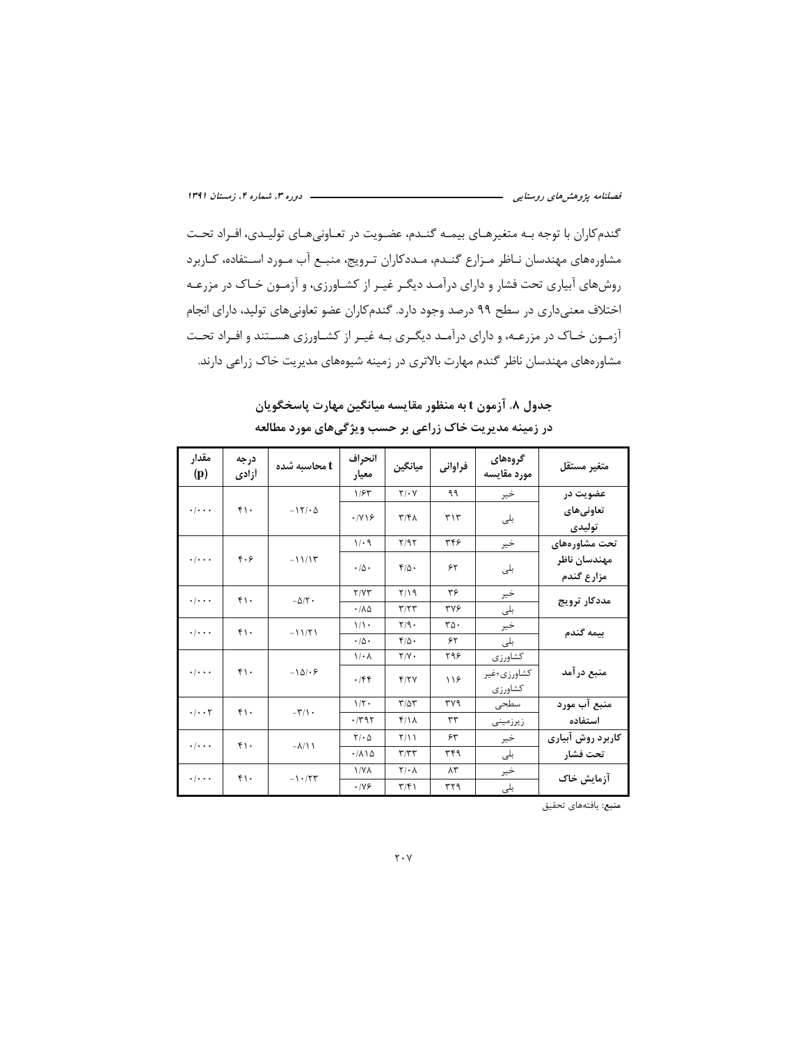گندم‌کاران با توجه بـه متغیرهـای بیمـه گنـدم، عضـویت در تعـاونی‌هـای تولیـدی، افـراد تحـت مشاوره‌های مهندسان نـاظر مـزارع گنـدم، مـددکاران تـرویج، منبـع آب مـورد اسـتفاده، کـاربرد روش‌های آبیاری تحت فشار و دارای درآمـد دیگـر غیـر از کشـاورزی، و آزمـون خـاک در مزرعـه اختلاف معنی‌داری در سطح ۹۹ درصد وجود دارد. گندم‌کاران عضو تعاونی‌های تولید، دارای انجام آزمـون خـاک در مزرعـه، و دارای درآمـد دیگـری بـه غیـر از کشـاورزی هسـتند و افـراد تحـت مشاوره‌های مهندسان ناظر گندم مهارت بالاتری در زمینه شیوه‌های مدیریت خاک زراعی دارند.

**جدول ۸. آزمون t به منظور مقایسه میانگین مهارت پاسخگویان در زمینه مدیریت خاک زراعی بر حسب ویژگی‌های مورد مطالعه**

| متغیر مستقل | گروه‌های مورد مقایسه | فراوانی | میانگین | انحراف معیار | t محاسبه شده | درجه آزادی | مقدار (p) |
|---|---|---|---|---|---|---|---|
| عضویت در تعاونی‌های تولیدی | خیر | ۹۹ | ۲/۰۷ | ۱/۶۳ | -۱۲/۰۵ | ۴۱۰ | ۰/۰۰۰ |
| | بلی | ۳۱۳ | ۳/۴۸ | ۰/۷۱۶ | | | |
| تحت مشاوره‌های مهندسان ناظر مزارع گندم | خیر | ۳۴۶ | ۲/۹۲ | ۱/۰۹ | -۱۱/۱۳ | ۴۰۶ | ۰/۰۰۰ |
| | بلی | ۶۲ | ۴/۵۰ | ۰/۵۰ | | | |
| مددکار ترویج | خیر | ۳۶ | ۲/۱۹ | ۲/۷۳ | -۵/۲۰ | ۴۱۰ | ۰/۰۰۰ |
| | بلی | ۳۷۶ | ۳/۲۳ | ۰/۸۵ | | | |
| بیمه گندم | خیر | ۳۵۰ | ۲/۹۰ | ۱/۱۰ | -۱۱/۲۱ | ۴۱۰ | ۰/۰۰۰ |
| | بلی | ۶۲ | ۴/۵۰ | ۰/۵۰ | | | |
| منبع درآمد | کشاورزی | ۲۹۶ | ۲/۷۰ | ۱/۰۸ | -۱۵/۰۶ | ۴۱۰ | ۰/۰۰۰ |
| | کشاورزی+غیر کشاورزی | ۱۱۶ | ۴/۲۷ | ۰/۴۴ | | | |
| منبع آب مورد استفاده | سطحی | ۳۷۹ | ۳/۵۳ | ۱/۲۰ | -۳/۱۰ | ۴۱۰ | ۰/۰۰۲ |
| | زیرزمینی | ۳۳ | ۴/۱۸ | ۰/۳۹۲ | | | |
| کاربرد روش آبیاری تحت فشار | خیر | ۶۳ | ۲/۱۱ | ۲/۰۵ | -۸/۱۱ | ۴۱۰ | ۰/۰۰۰ |
| | بلی | ۳۴۹ | ۳/۳۳ | ۰/۸۱۵ | | | |
| آزمایش خاک | خیر | ۸۳ | ۲/۰۸ | ۱/۷۸ | -۱۰/۲۳ | ۴۱۰ | ۰/۰۰۰ |
| | بلی | ۳۲۹ | ۳/۴۱ | ۰/۷۶ | | | |

منبع: یافته‌های تحقیق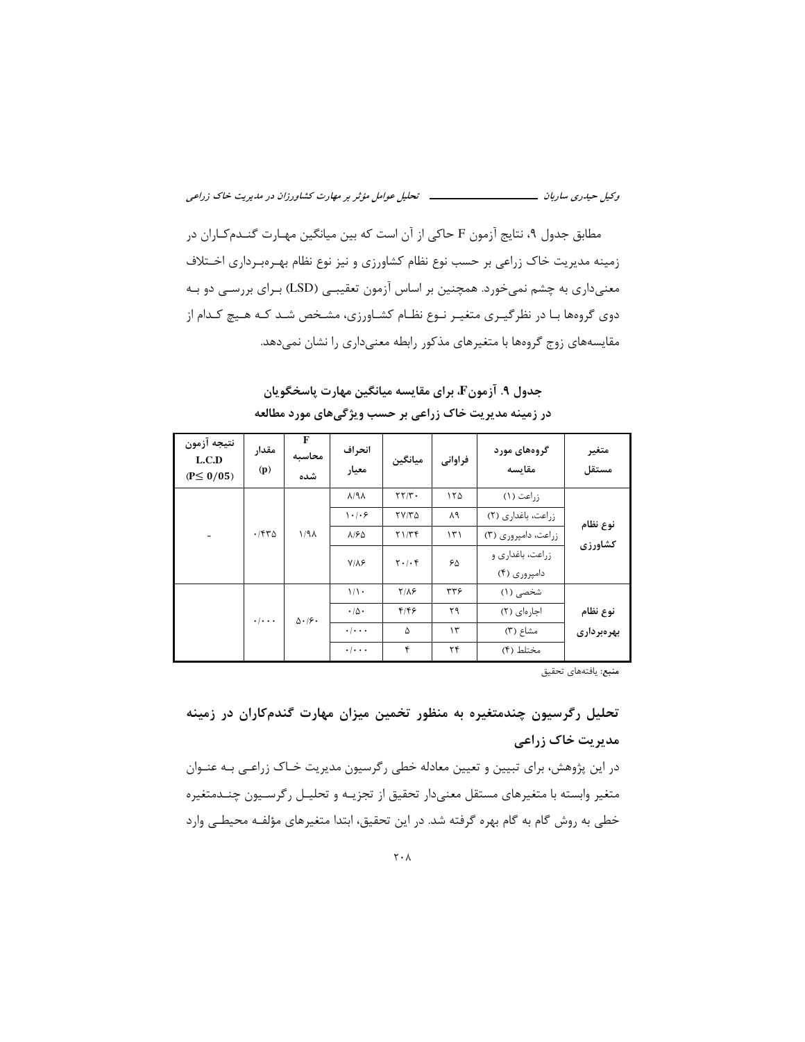مطابق جدول ۹، نتایج آزمون F حاکی از آن است که بین میانگین مهـارت گنـدم‌کـاران در زمینه مدیریت خاک زراعی بر حسب نوع نظام کشاورزی و نیز نوع نظام بهـره‌بـرداری اخـتلاف معنی‌داری به چشم نمی‌خورد. همچنین بر اساس آزمون تعقیبـی (LSD) بـرای بررسـی دو بـه دوی گروه‌ها بـا در نظرگیـری متغیـر نـوع نظـام کشـاورزی، مشـخص شـد کـه هـیچ کـدام از مقایسه‌های زوج گروه‌ها با متغیرهای مذکور رابطه معنی‌داری را نشان نمی‌دهد.

**جدول ۹. آزمون F، برای مقایسه میانگین مهارت پاسخگویان در زمینه مدیریت خاک زراعی بر حسب ویژگی‌های مورد مطالعه**

| متغیر مستقل | گروه‌های مورد مقایسه | فراوانی | میانگین | انحراف معیار | F محاسبه شده | مقدار (p) | نتیجه آزمون L.C.D ($P \leq 0/05$) |
|---|---|---|---|---|---|---|---|
| نوع نظام کشاورزی | زراعت (۱) | ۱۲۵ | ۲۲/۳۰ | ۸/۹۸ | ۱/۹۸ | ۰/۴۳۵ | - |
| | زراعت، باغداری (۲) | ۸۹ | ۲۷/۳۵ | ۱۰/۰۶ | | | |
| | زراعت، دامپروری (۳) | ۱۳۱ | ۲۱/۳۴ | ۸/۶۵ | | | |
| | زراعت، باغداری و دامپروری (۴) | ۶۵ | ۲۰/۰۴ | ۷/۸۶ | | | |
| نوع نظام بهره‌برداری | شخصی (۱) | ۳۳۶ | ۲/۸۶ | ۱/۱۰ | ۵۰/۶۰ | ۰/۰۰۰ | |
| | اجاره‌ای (۲) | ۲۹ | ۴/۴۶ | ۰/۵۰ | | | |
| | مشاع (۳) | ۱۳ | ۵ | ۰/۰۰۰ | | | |
| | مختلط (۴) | ۲۴ | ۴ | ۰/۰۰۰ | | | |

منبع: یافته‌های تحقیق

## تحلیل رگرسیون چندمتغیره به منظور تخمین میزان مهارت گندم‌کاران در زمینه مدیریت خاک زراعی

در این پژوهش، برای تبیین و تعیین معادله خطی رگرسیون مدیریت خـاک زراعـی بـه عنـوان متغیر وابسته با متغیرهای مستقل معنی‌دار تحقیق از تجزیـه و تحلیـل رگرسـیون چنـدمتغیره خطی به روش گام به گام بهره گرفته شد. در این تحقیق، ابتدا متغیرهای مؤلفـه محیطـی وارد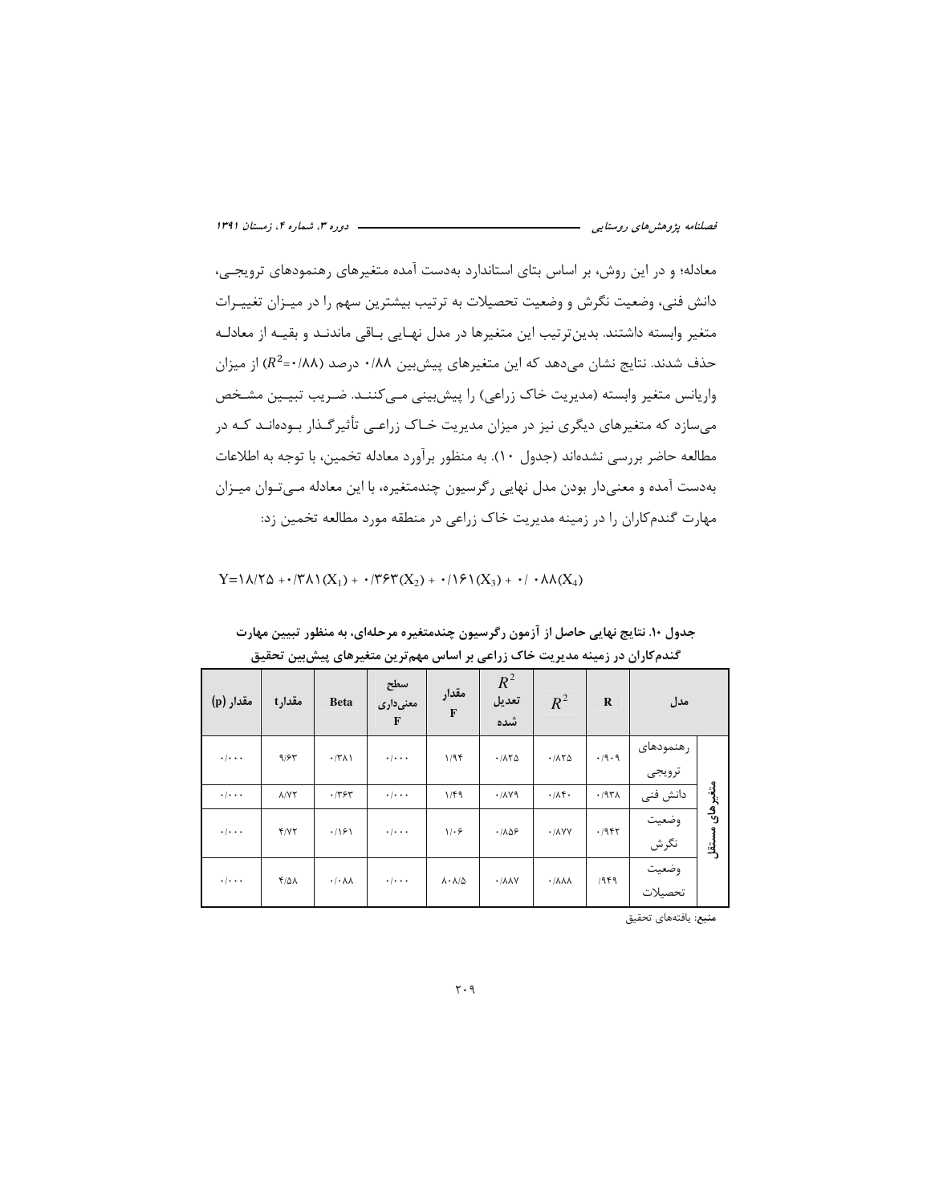معادله؛ و در این روش، بر اساس بتای استاندارد به‌دست آمده متغیرهای رهنمودهای ترویجی، دانش فنی، وضعیت نگرش و وضعیت تحصیلات به ترتیب بیشترین سهم را در میزان تغییرات متغیر وابسته داشتند. بدین‌ترتیب این متغیرها در مدل نهایی باقی ماندند و بقیه از معادله حذف شدند. نتایج نشان می‌دهد که این متغیرهای پیش‌بین ۰/۸۸ درصد ($R^2$=۰/۸۸) از میزان واریانس متغیر وابسته (مدیریت خاک زراعی) را پیش‌بینی می‌کنند. ضریب تبیین مشخص می‌سازد که متغیرهای دیگری نیز در میزان مدیریت خاک زراعی تأثیرگذار بوده‌اند که در مطالعه حاضر بررسی نشده‌اند (جدول ۱۰). به منظور برآورد معادله تخمین، با توجه به اطلاعات به‌دست آمده و معنی‌دار بودن مدل نهایی رگرسیون چندمتغیره، با این معادله می‌توان میزان مهارت گندم‌کاران را در زمینه مدیریت خاک زراعی در منطقه مورد مطالعه تخمین زد:

$$Y=۱۸/۲۵ + ۰/۳۸۱(X_1) + ۰/۳۶۳(X_2) + ۰/۱۶۱(X_3) + ۰/۰۸۸(X_4)$$

**جدول ۱۰. نتایج نهایی حاصل از آزمون رگرسیون چندمتغیره مرحله‌ای، به منظور تبیین مهارت گندم‌کاران در زمینه مدیریت خاک زراعی بر اساس مهم‌ترین متغیرهای پیش‌بین تحقیق**

| | مدل | R | $R^2$ | $R^2$ تعدیل شده | مقدار F | سطح معنی‌داری F | Beta | مقدار t | مقدار (p) |
|---|---|---|---|---|---|---|---|---|---|
| متغیرهای مستقل | رهنمودهای ترویجی | ۰/۹۰۹ | ۰/۸۲۵ | ۰/۸۲۵ | ۱/۹۴ | ۰/۰۰۰ | ۰/۳۸۱ | ۹/۶۳ | ۰/۰۰۰ |
| | دانش فنی | ۰/۹۳۸ | ۰/۸۴۰ | ۰/۸۷۹ | ۱/۴۹ | ۰/۰۰۰ | ۰/۳۶۳ | ۸/۷۲ | ۰/۰۰۰ |
| | وضعیت نگرش | ۰/۹۴۲ | ۰/۸۷۷ | ۰/۸۵۶ | ۱/۰۶ | ۰/۰۰۰ | ۰/۱۶۱ | ۴/۷۲ | ۰/۰۰۰ |
| | وضعیت تحصیلات | /۹۴۹ | ۰/۸۸۸ | ۰/۸۸۷ | ۸۰۸/۵ | ۰/۰۰۰ | ۰/۰۸۸ | ۴/۵۸ | ۰/۰۰۰ |

منبع: یافته‌های تحقیق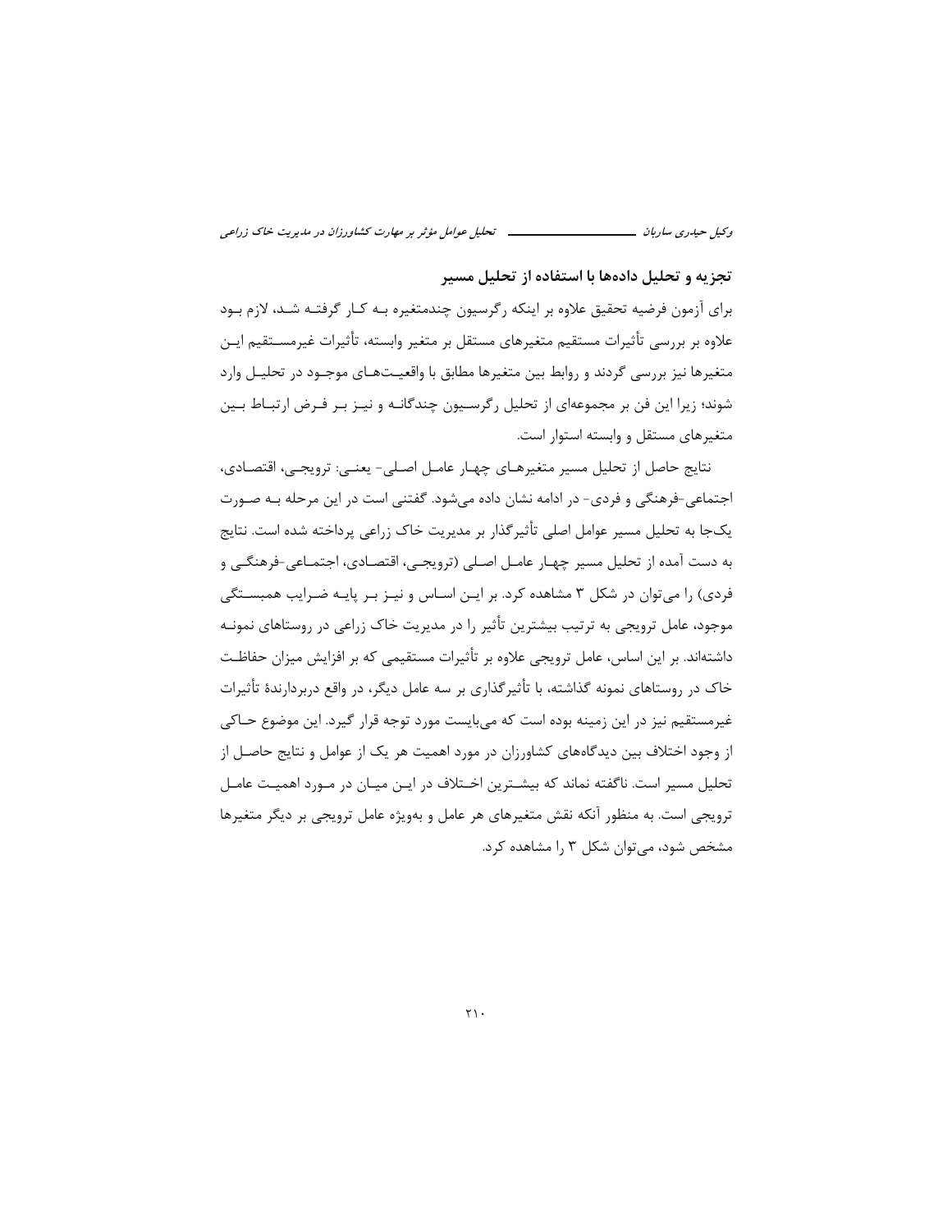### تجزیه و تحلیل داده‌ها با استفاده از تحلیل مسیر

برای آزمون فرضیه تحقیق علاوه بر اینکه رگرسیون چندمتغیره بـه کـار گرفتـه شـد، لازم بـود علاوه بر بررسی تأثیرات مستقیم متغیرهای مستقل بر متغیر وابسته، تأثیرات غیرمسـتقیم ایـن متغیرها نیز بررسی گردند و روابط بین متغیرها مطابق با واقعیـت‌هـای موجـود در تحلیـل وارد شوند؛ زیرا این فن بر مجموعه‌ای از تحلیل رگرسـیون چندگانـه و نیـز بـر فـرض ارتبـاط بـین متغیرهای مستقل و وابسته استوار است.

نتایج حاصل از تحلیل مسیر متغیرهـای چهـار عامـل اصـلی- یعنـی: ترویجـی، اقتصـادی، اجتماعی-فرهنگی و فردی- در ادامه نشان داده می‌شود. گفتنی است در این مرحله بـه صـورت یک‌جا به تحلیل مسیر عوامل اصلی تأثیرگذار بر مدیریت خاک زراعی پرداخته شده است. نتایج به دست آمده از تحلیل مسیر چهـار عامـل اصـلی (ترویجـی، اقتصـادی، اجتمـاعی-فرهنگـی و فردی) را می‌توان در شکل ۳ مشاهده کرد. بر ایـن اسـاس و نیـز بـر پایـه ضـرایب همبسـتگی موجود، عامل ترویجی به ترتیب بیشترین تأثیر را در مدیریت خاک زراعی در روستاهای نمونـه داشته‌اند. بر این اساس، عامل ترویجی علاوه بر تأثیرات مستقیمی که بر افزایش میزان حفاظـت خاک در روستاهای نمونه گذاشته، با تأثیرگذاری بر سه عامل دیگر، در واقع دربردارندهٔ تأثیرات غیرمستقیم نیز در این زمینه بوده است که می‌بایست مورد توجه قرار گیرد. این موضوع حـاکی از وجود اختلاف بین دیدگاه‌های کشاورزان در مورد اهمیت هر یک از عوامل و نتایج حاصـل از تحلیل مسیر است. ناگفته نماند که بیشـترین اخـتلاف در ایـن میـان در مـورد اهمیـت عامـل ترویجی است. به منظور آنکه نقش متغیرهای هر عامل و به‌ویژه عامل ترویجی بر دیگر متغیرها مشخص شود، می‌توان شکل ۳ را مشاهده کرد.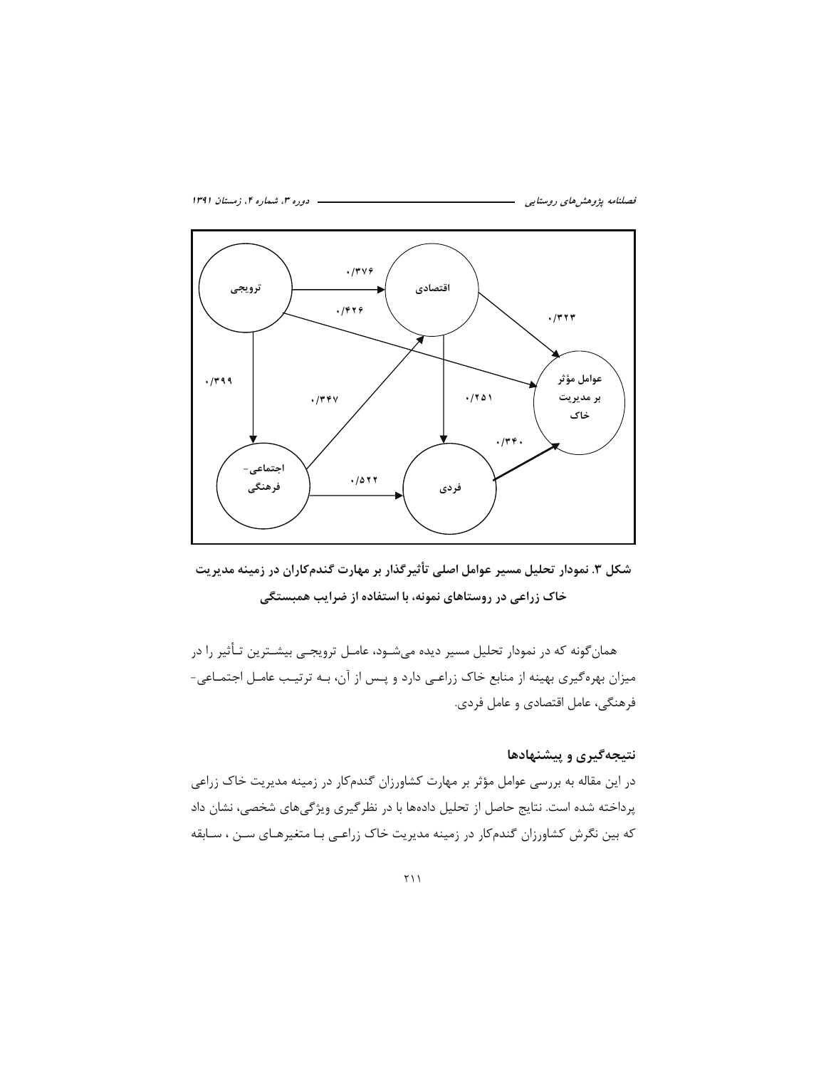شکل ۳. نمودار تحلیل مسیر عوامل اصلی تأثیرگذار بر مهارت گندم‌کاران در زمینه مدیریت خاک زراعی در روستاهای نمونه، با استفاده از ضرایب همبستگی

همان‌گونه که در نمودار تحلیل مسیر دیده می‌شود، عامل ترویجی بیشترین تأثیر را در میزان بهره‌گیری بهینه از منابع خاک زراعی دارد و پس از آن، به ترتیب عامل اجتماعی-فرهنگی، عامل اقتصادی و عامل فردی.

## نتیجه‌گیری و پیشنهادها

در این مقاله به بررسی عوامل مؤثر بر مهارت کشاورزان گندم‌کار در زمینه مدیریت خاک زراعی پرداخته شده است. نتایج حاصل از تحلیل داده‌ها با در نظرگیری ویژگی‌های شخصی، نشان داد که بین نگرش کشاورزان گندم‌کار در زمینه مدیریت خاک زراعی با متغیرهای سن ، سابقه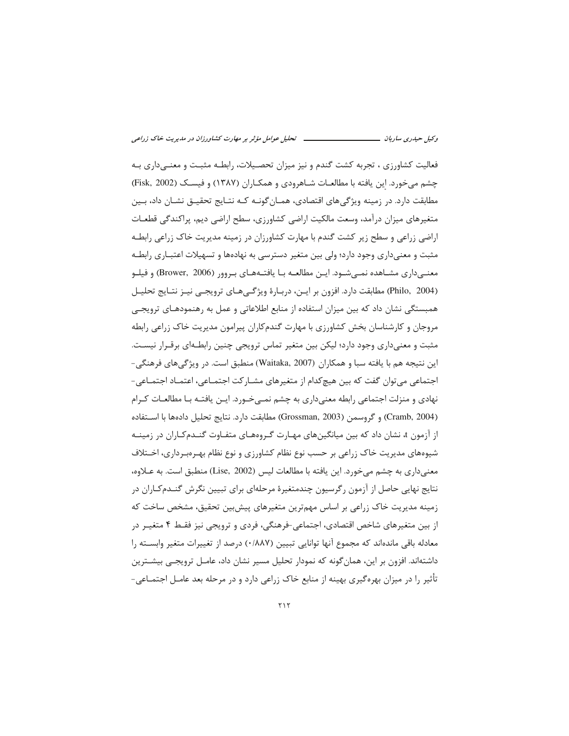فعالیت کشاورزی ، تجربه کشت گندم و نیز میزان تحصیلات، رابطه مثبت و معنی‌داری به چشم می‌خورد. این یافته با مطالعات شاهرودی و همکاران (۱۳۸۷) و فیسک (Fisk, 2002) مطابقت دارد. در زمینه ویژگی‌های اقتصادی، همان‌گونه که نتایج تحقیق نشان داد، بین متغیرهای میزان درآمد، وسعت مالکیت اراضی کشاورزی، سطح اراضی دیم، پراکندگی قطعات اراضی زراعی و سطح زیر کشت گندم با مهارت کشاورزان در زمینه مدیریت خاک زراعی رابطه مثبت و معنی‌داری وجود دارد؛ ولی بین متغیر دسترسی به نهاده‌ها و تسهیلات اعتباری رابطه معنی‌داری مشاهده نمی‌شود. این مطالعه با یافته‌های بروور (Brower, 2006) و فیلو (Philo, 2004) مطابقت دارد. افزون بر این، دربارهٔ ویژگی‌های ترویجی نیز نتایج تحلیل همبستگی نشان داد که بین میزان استفاده از منابع اطلاعاتی و عمل به رهنمودهای ترویجی مروجان و کارشناسان بخش کشاورزی با مهارت گندم‌کاران پیرامون مدیریت خاک زراعی رابطه مثبت و معنی‌داری وجود دارد؛ لیکن بین متغیر تماس ترویجی چنین رابطه‌ای برقرار نیست. این نتیجه هم با یافته سبا و همکاران (Waitaka, 2007) منطبق است. در ویژگی‌های فرهنگی-اجتماعی می‌توان گفت که بین هیچ‌کدام از متغیرهای مشارکت اجتماعی، اعتماد اجتماعی-نهادی و منزلت اجتماعی رابطه معنی‌داری به چشم نمی‌خورد. این یافته با مطالعات کرام (Cramb, 2004) و گروسمن (Grossman, 2003) مطابقت دارد. نتایج تحلیل داده‌ها با استفاده از آزمون t، نشان داد که بین میانگین‌های مهارت گروه‌های متفاوت گندم‌کاران در زمینه شیوه‌های مدیریت خاک زراعی بر حسب نوع نظام کشاورزی و نوع نظام بهره‌برداری، اختلاف معنی‌داری به چشم می‌خورد. این یافته با مطالعات لیس (Lise, 2002) منطبق است. به علاوه، نتایج نهایی حاصل از آزمون رگرسیون چندمتغیرهٔ مرحله‌ای برای تبیین نگرش گندم‌کاران در زمینه مدیریت خاک زراعی بر اساس مهم‌ترین متغیرهای پیش‌بین تحقیق، مشخص ساخت که از بین متغیرهای شاخص اقتصادی، اجتماعی-فرهنگی، فردی و ترویجی نیز فقط ۴ متغیر در معادله باقی مانده‌اند که مجموع آنها توانایی تبیین (۰/۸۸۷) درصد از تغییرات متغیر وابسته را داشته‌اند. افزون بر این، همان‌گونه که نمودار تحلیل مسیر نشان داد، عامل ترویجی بیشترین تأثیر را در میزان بهره‌گیری بهینه از منابع خاک زراعی دارد و در مرحله بعد عامل اجتماعی-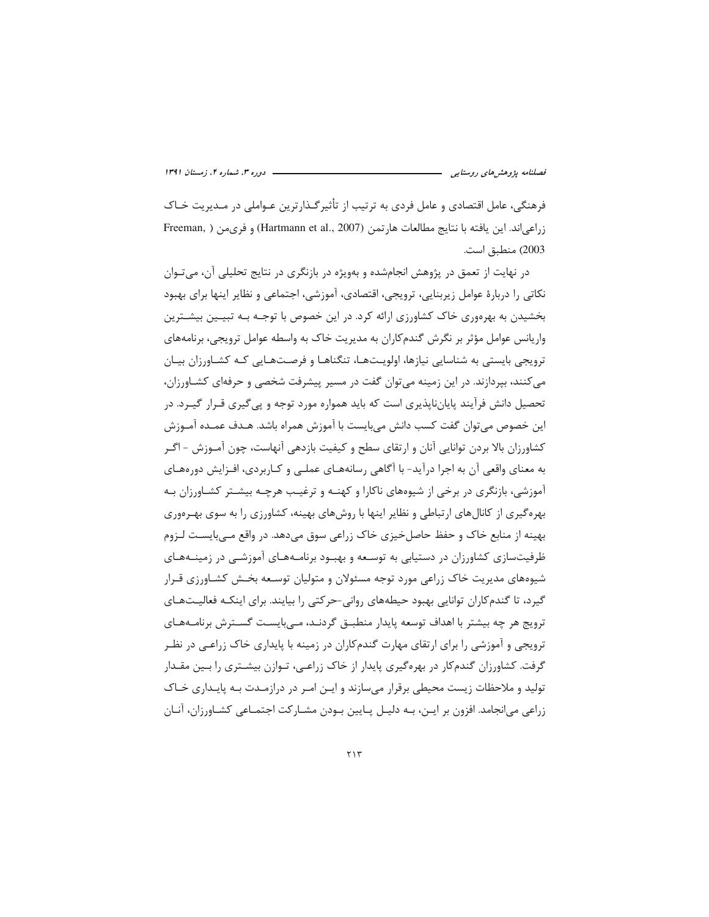فرهنگی، عامل اقتصادی و عامل فردی به ترتیب از تأثیرگذارترین عواملی در مدیریت خاک زراعی‌اند. این یافته با نتایج مطالعات هارتمن (Hartmann et al., 2007) و فری‌من (Freeman, 2003) منطبق است.

در نهایت از تعمق در پژوهش انجام‌شده و به‌ویژه در بازنگری در نتایج تحلیلی آن، می‌توان نکاتی را دربارهٔ عوامل زیربنایی، ترویجی، اقتصادی، آموزشی، اجتماعی و نظایر اینها برای بهبود بخشیدن به بهره‌وری خاک کشاورزی ارائه کرد. در این خصوص با توجه به تبیین بیشترین واریانس عوامل مؤثر بر نگرش گندم‌کاران به مدیریت خاک به واسطه عوامل ترویجی، برنامه‌های ترویجی بایستی به شناسایی نیازها، اولویت‌ها، تنگناها و فرصت‌هایی که کشاورزان بیان می‌کنند، بپردازند. در این زمینه می‌توان گفت در مسیر پیشرفت شخصی و حرفه‌ای کشاورزان، تحصیل دانش فرآیند پایان‌ناپذیری است که باید همواره مورد توجه و پی‌گیری قرار گیرد. در این خصوص می‌توان گفت کسب دانش می‌بایست با آموزش همراه باشد. هدف عمده آموزش کشاورزان بالا بردن توانایی آنان و ارتقای سطح و کیفیت بازدهی آنهاست، چون آموزش - اگر به معنای واقعی آن به اجرا درآید- با آگاهی رسانه‌های عملی و کاربردی، افزایش دوره‌های آموزشی، بازنگری در برخی از شیوه‌های ناکارا و کهنه و ترغیب هرچه بیشتر کشاورزان به بهره‌گیری از کانال‌های ارتباطی و نظایر اینها با روش‌های بهینه، کشاورزی را به سوی بهره‌وری بهینه از منابع خاک و حفظ حاصل‌خیزی خاک زراعی سوق می‌دهد. در واقع می‌بایست لزوم ظرفیت‌سازی کشاورزان در دستیابی به توسعه و بهبود برنامه‌های آموزشی در زمینه‌های شیوه‌های مدیریت خاک زراعی مورد توجه مسئولان و متولیان توسعه بخش کشاورزی قرار گیرد، تا گندم‌کاران توانایی بهبود حیطه‌های روانی-حرکتی را بیابند. برای اینکه فعالیت‌های ترویج هر چه بیشتر با اهداف توسعه پایدار منطبق گردند، می‌بایست گسترش برنامه‌های ترویجی و آموزشی را برای ارتقای مهارت گندم‌کاران در زمینه با پایداری خاک زراعی در نظر گرفت. کشاورزان گندم‌کار در بهره‌گیری پایدار از خاک زراعی، توازن بیشتری را بین مقدار تولید و ملاحظات زیست محیطی برقرار می‌سازند و این امر در درازمدت به پایداری خاک زراعی می‌انجامد. افزون بر این، به دلیل پایین بودن مشارکت اجتماعی کشاورزان، آنان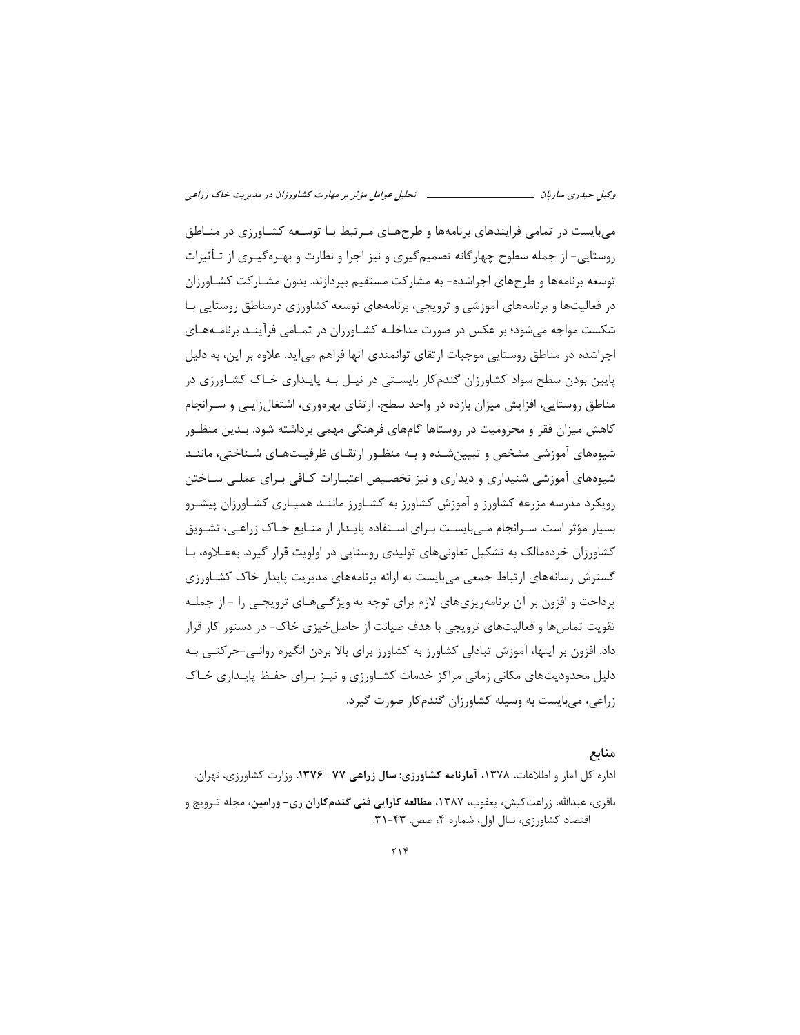می‌بایست در تمامی فرایندهای برنامه‌ها و طرح‌های مرتبط با توسعه کشاورزی در مناطق روستایی- از جمله سطوح چهارگانه تصمیم‌گیری و نیز اجرا و نظارت و بهره‌گیری از تأثیرات توسعه برنامه‌ها و طرح‌های اجراشده- به مشارکت مستقیم بپردازند. بدون مشارکت کشاورزان در فعالیت‌ها و برنامه‌های آموزشی و ترویجی، برنامه‌های توسعه کشاورزی درمناطق روستایی با شکست مواجه می‌شود؛ بر عکس در صورت مداخله کشاورزان در تمامی فرآیند برنامه‌های اجراشده در مناطق روستایی موجبات ارتقای توانمندی آنها فراهم می‌آید. علاوه بر این، به دلیل پایین بودن سطح سواد کشاورزان گندم‌کار بایستی در نیل به پایداری خاک کشاورزی در مناطق روستایی، افزایش میزان بازده در واحد سطح، ارتقای بهره‌وری، اشتغال‌زایی و سرانجام کاهش میزان فقر و محرومیت در روستاها گام‌های فرهنگی مهمی برداشته شود. بدین منظور شیوه‌های آموزشی مشخص و تبیین‌شده و به منظور ارتقای ظرفیت‌های شناختی، مانند شیوه‌های آموزشی شنیداری و دیداری و نیز تخصیص اعتبارات کافی برای عملی ساختن رویکرد مدرسه مزرعه کشاورز و آموزش کشاورز به کشاورز مانند همیاری کشاورزان پیشرو بسیار مؤثر است. سرانجام می‌بایست برای استفاده پایدار از منابع خاک زراعی، تشویق کشاورزان خرده‌مالک به تشکیل تعاونی‌های تولیدی روستایی در اولویت قرار گیرد. به‌علاوه، با گسترش رسانه‌های ارتباط جمعی می‌بایست به ارائه برنامه‌های مدیریت پایدار خاک کشاورزی پرداخت و افزون بر آن برنامه‌ریزی‌های لازم برای توجه به ویژگی‌های ترویجی را - از جمله تقویت تماس‌ها و فعالیت‌های ترویجی با هدف صیانت از حاصل‌خیزی خاک- در دستور کار قرار داد. افزون بر اینها، آموزش تبادلی کشاورز به کشاورز برای بالا بردن انگیزه روانی-حرکتی به دلیل محدودیت‌های مکانی زمانی مراکز خدمات کشاورزی و نیز برای حفظ پایداری خاک زراعی، می‌بایست به وسیله کشاورزان گندم‌کار صورت گیرد.

## منابع

اداره کل آمار و اطلاعات، ۱۳۷۸، **آمارنامه کشاورزی: سال زراعی ۷۷- ۱۳۷۶**، وزارت کشاورزی، تهران.

باقری، عبدالله، زراعت‌کیش، یعقوب، ۱۳۸۷، **مطالعه کارایی فنی گندمکاران ری- ورامین**، مجله ترویج و اقتصاد کشاورزی، سال اول، شماره ۴، صص. ۴۳-۳۱.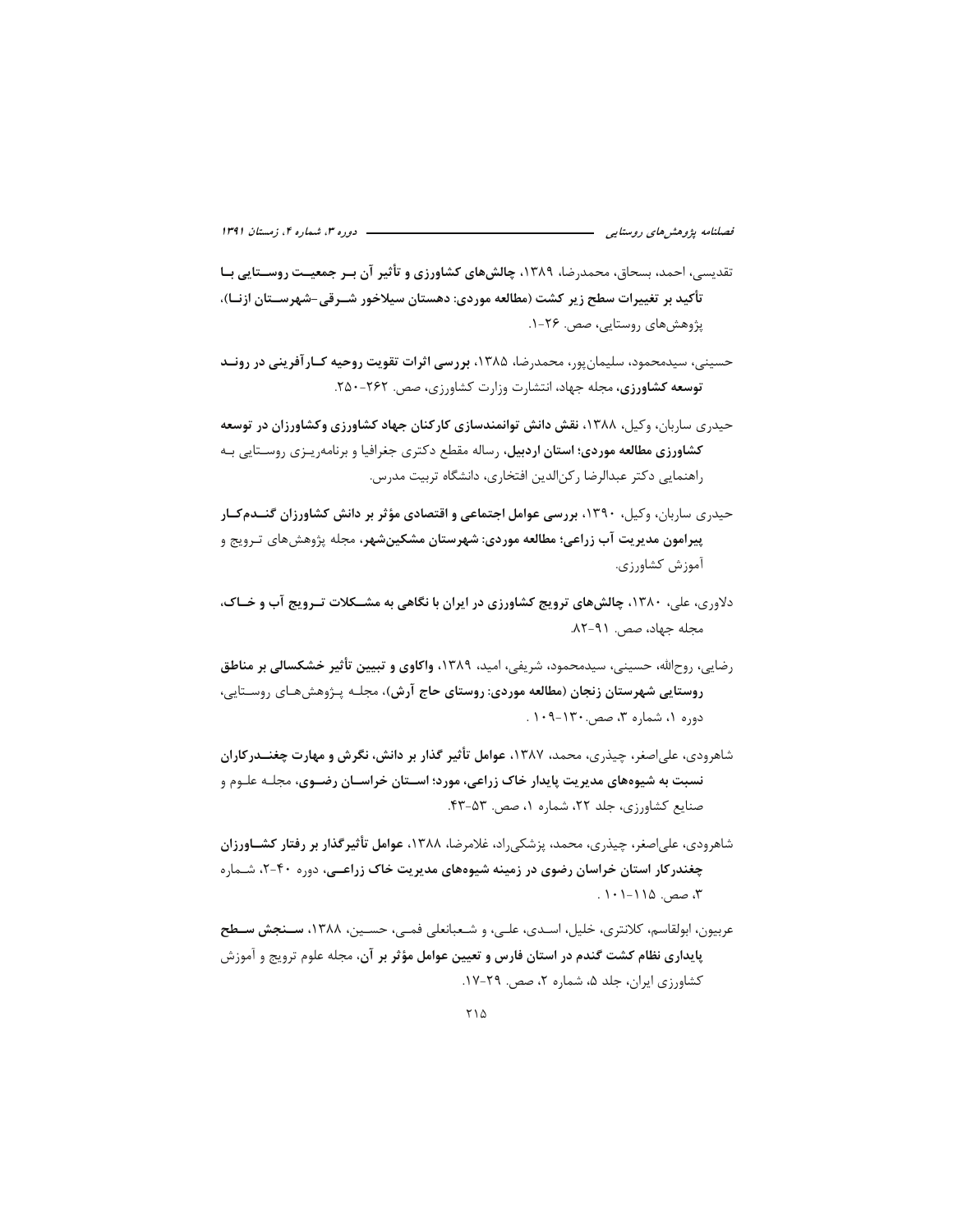تقدیسی، احمد، بسحاق، محمدرضا، ۱۳۸۹، **چالش‌های کشاورزی و تأثیر آن بر جمعیت روستایی با تأکید بر تغییرات سطح زیر کشت (مطالعه موردی: دهستان سیلاخور شرقی-شهرستان ازنا)**، پژوهش‌های روستایی، صص. ۲۶-۱.

حسینی، سیدمحمود، سلیمان‌پور، محمدرضا، ۱۳۸۵، **بررسی اثرات تقویت روحیه کارآفرینی در روند توسعه کشاورزی**، مجله جهاد، انتشارت وزارت کشاورزی، صص. ۲۶۲-۲۵۰.

حیدری ساربان، وکیل، ۱۳۸۸، **نقش دانش توانمندسازی کارکنان جهاد کشاورزی وکشاورزان در توسعه کشاورزی مطالعه موردی؛ استان اردبیل**، رساله مقطع دکتری جغرافیا و برنامه‌ریزی روستایی به راهنمایی دکتر عبدالرضا رکن‌الدین افتخاری، دانشگاه تربیت مدرس.

حیدری ساربان، وکیل، ۱۳۹۰، **بررسی عوامل اجتماعی و اقتصادی مؤثر بر دانش کشاورزان گندم‌کار پیرامون مدیریت آب زراعی؛ مطالعه موردی: شهرستان مشکین‌شهر**، مجله پژوهش‌های ترویج و آموزش کشاورزی.

دلاوری، علی، ۱۳۸۰، **چالش‌های ترویج کشاورزی در ایران با نگاهی به مشکلات ترویج آب و خاک**، مجله جهاد، صص. ۹۱-۸۲.

رضایی، روح‌الله، حسینی، سیدمحمود، شریفی، امید، ۱۳۸۹، **واکاوی و تبیین تأثیر خشکسالی بر مناطق روستایی شهرستان زنجان (مطالعه موردی: روستای حاج آرش)**، مجله پژوهش‌های روستایی، دوره ۱، شماره ۳، صص.۱۳۰-۱۰۹ .

شاهرودی، علی‌اصغر، چیذری، محمد، ۱۳۸۷، **عوامل تأثیر گذار بر دانش، نگرش و مهارت چغندرکاران نسبت به شیوه‌های مدیریت پایدار خاک زراعی، مورد؛ استان خراسان رضوی**، مجله علوم و صنایع کشاورزی، جلد ۲۲، شماره ۱، صص. ۵۳-۴۳.

شاهرودی، علی‌اصغر، چیذری، محمد، پزشکی‌راد، غلامرضا، ۱۳۸۸، **عوامل تأثیرگذار بر رفتار کشاورزان چغندرکار استان خراسان رضوی در زمینه شیوه‌های مدیریت خاک زراعی**، دوره ۴۰-۲، شماره ۳، صص. ۱۱۵-۱۰۱ .

عربیون، ابولقاسم، کلانتری، خلیل، اسدی، علی، و شعبانعلی فمی، حسین، ۱۳۸۸، **سنجش سطح پایداری نظام کشت گندم در استان فارس و تعیین عوامل مؤثر بر آن**، مجله علوم ترویج و آموزش کشاورزی ایران، جلد ۵، شماره ۲، صص. ۲۹-۱۷.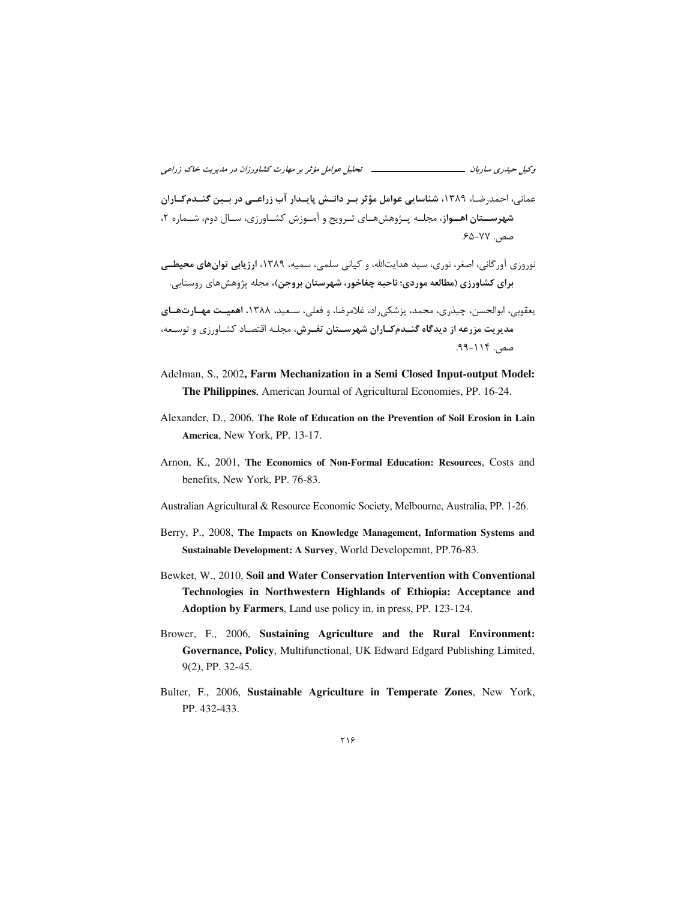عمانی، احمدرضا، ۱۳۸۹، **شناسایی عوامل مؤثر بر دانش پایدار آب زراعی در بین گندمکاران شهرستان اهواز**، مجله پژوهش‌های ترویج و آموزش کشاورزی، سال دوم، شماره ۲، صص. ۷۷-۶۵.

نوروزی آورگانی، اصغر، نوری، سید هدایت‌الله، و کیانی سلمی، سمیه، ۱۳۸۹، **ارزیابی توان‌های محیطی برای کشاورزی (مطالعه موردی؛ ناحیه چغاخور، شهرستان بروجن)**، مجله پژوهش‌های روستایی.

یعقوبی، ابوالحسن، چیذری، محمد، پزشکی‌راد، غلامرضا، و فعلی، سعید، ۱۳۸۸، **اهمیت مهارت‌های مدیریت مزرعه از دیدگاه گندمکاران شهرستان تفرش**، مجله اقتصاد کشاورزی و توسعه، صص. ۱۱۴-۹۹.

Adelman, S., 2002**, Farm Mechanization in a Semi Closed Input-output Model: The Philippines**, American Journal of Agricultural Economies, PP. 16-24.

Alexander, D., 2006, **The Role of Education on the Prevention of Soil Erosion in Lain America**, New York, PP. 13-17.

Arnon, K., 2001, **The Economics of Non-Formal Education: Resources**, Costs and benefits, New York, PP. 76-83.

Australian Agricultural & Resource Economic Society, Melbourne, Australia, PP. 1-26.

Berry, P., 2008, **The Impacts on Knowledge Management, Information Systems and Sustainable Development: A Survey**, World Developemnt, PP.76-83.

Bewket, W., 2010, **Soil and Water Conservation Intervention with Conventional Technologies in Northwestern Highlands of Ethiopia: Acceptance and Adoption by Farmers**, Land use policy in, in press, PP. 123-124.

Brower, F., 2006, **Sustaining Agriculture and the Rural Environment: Governance, Policy**, Multifunctional, UK Edward Edgard Publishing Limited, 9(2), PP. 32-45.

Bulter, F., 2006, **Sustainable Agriculture in Temperate Zones**, New York, PP. 432-433.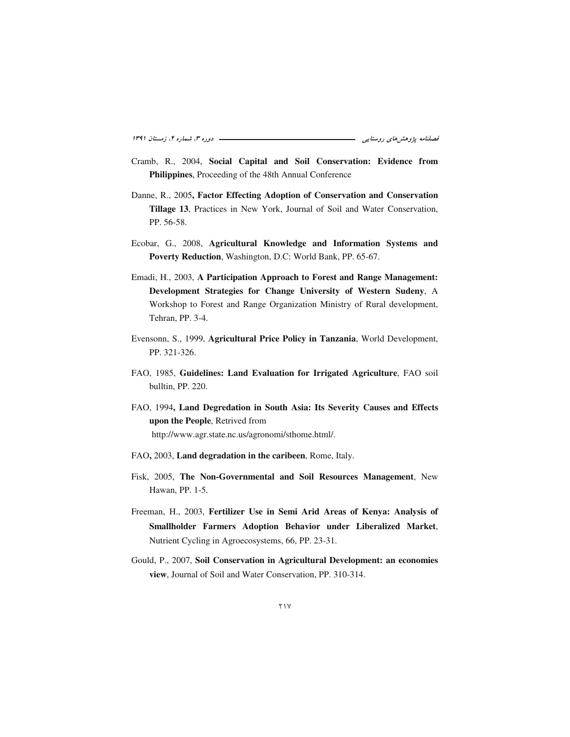Cramb, R., 2004, **Social Capital and Soil Conservation: Evidence from Philippines**, Proceeding of the 48th Annual Conference

Danne, R., 2005**, Factor Effecting Adoption of Conservation and Conservation Tillage 13**, Practices in New York, Journal of Soil and Water Conservation, PP. 56-58.

Ecobar, G., 2008, **Agricultural Knowledge and Information Systems and Poverty Reduction**, Washington, D.C: World Bank, PP. 65-67.

Emadi, H., 2003, **A Participation Approach to Forest and Range Management: Development Strategies for Change University of Western Sudeny**, A Workshop to Forest and Range Organization Ministry of Rural development, Tehran, PP. 3-4.

Evensonn, S., 1999, **Agricultural Price Policy in Tanzania**, World Development, PP. 321-326.

FAO, 1985, **Guidelines: Land Evaluation for Irrigated Agriculture**, FAO soil bulltin, PP. 220.

FAO, 1994**, Land Degredation in South Asia: Its Severity Causes and Effects upon the People**, Retrived from http://www.agr.state.nc.us/agronomi/sthome.html/.

FAO**,** 2003, **Land degradation in the caribeen**, Rome, Italy.

Fisk, 2005, **The Non-Governmental and Soil Resources Management**, New Hawan, PP. 1-5.

Freeman, H., 2003, **Fertilizer Use in Semi Arid Areas of Kenya: Analysis of Smallholder Farmers Adoption Behavior under Liberalized Market**, Nutrient Cycling in Agroecosystems, 66, PP. 23-31.

Gould, P., 2007, **Soil Conservation in Agricultural Development: an economies view**, Journal of Soil and Water Conservation, PP. 310-314.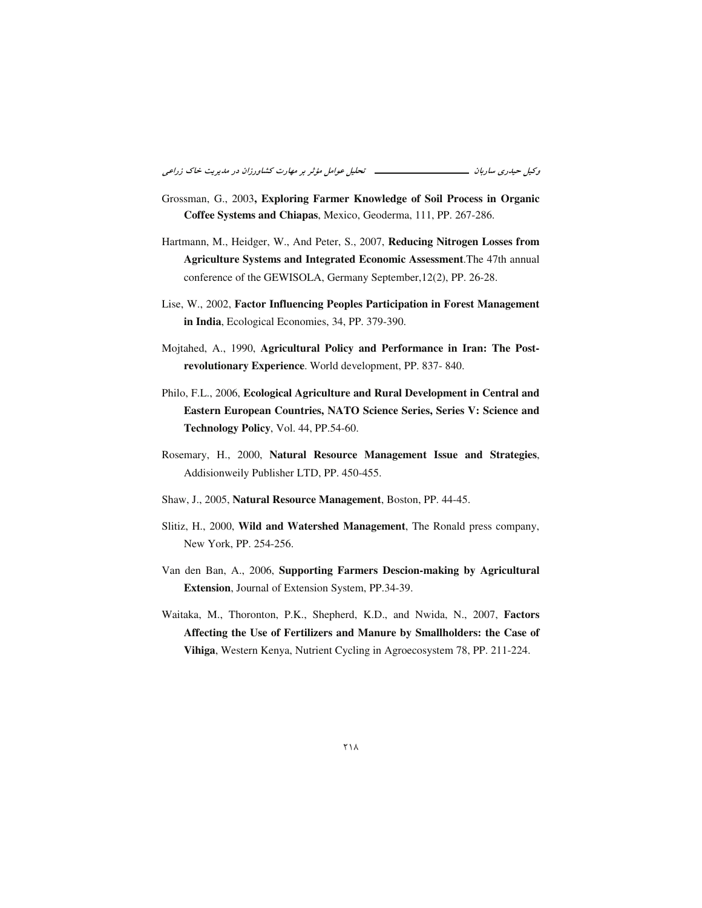Grossman, G., 2003**, Exploring Farmer Knowledge of Soil Process in Organic Coffee Systems and Chiapas**, Mexico, Geoderma, 111, PP. 267-286.

Hartmann, M., Heidger, W., And Peter, S., 2007, **Reducing Nitrogen Losses from Agriculture Systems and Integrated Economic Assessment**.The 47th annual conference of the GEWISOLA, Germany September,12(2), PP. 26-28.

Lise, W., 2002, **Factor Influencing Peoples Participation in Forest Management in India**, Ecological Economies, 34, PP. 379-390.

Mojtahed, A., 1990, **Agricultural Policy and Performance in Iran: The Post-revolutionary Experience**. World development, PP. 837- 840.

Philo, F.L., 2006, **Ecological Agriculture and Rural Development in Central and Eastern European Countries, NATO Science Series, Series V: Science and Technology Policy**, Vol. 44, PP.54-60.

Rosemary, H., 2000, **Natural Resource Management Issue and Strategies**, Addisionweily Publisher LTD, PP. 450-455.

Shaw, J., 2005, **Natural Resource Management**, Boston, PP. 44-45.

Slitiz, H., 2000, **Wild and Watershed Management**, The Ronald press company, New York, PP. 254-256.

Van den Ban, A., 2006, **Supporting Farmers Descion-making by Agricultural Extension**, Journal of Extension System, PP.34-39.

Waitaka, M., Thoronton, P.K., Shepherd, K.D., and Nwida, N., 2007, **Factors Affecting the Use of Fertilizers and Manure by Smallholders: the Case of Vihiga**, Western Kenya, Nutrient Cycling in Agroecosystem 78, PP. 211-224.